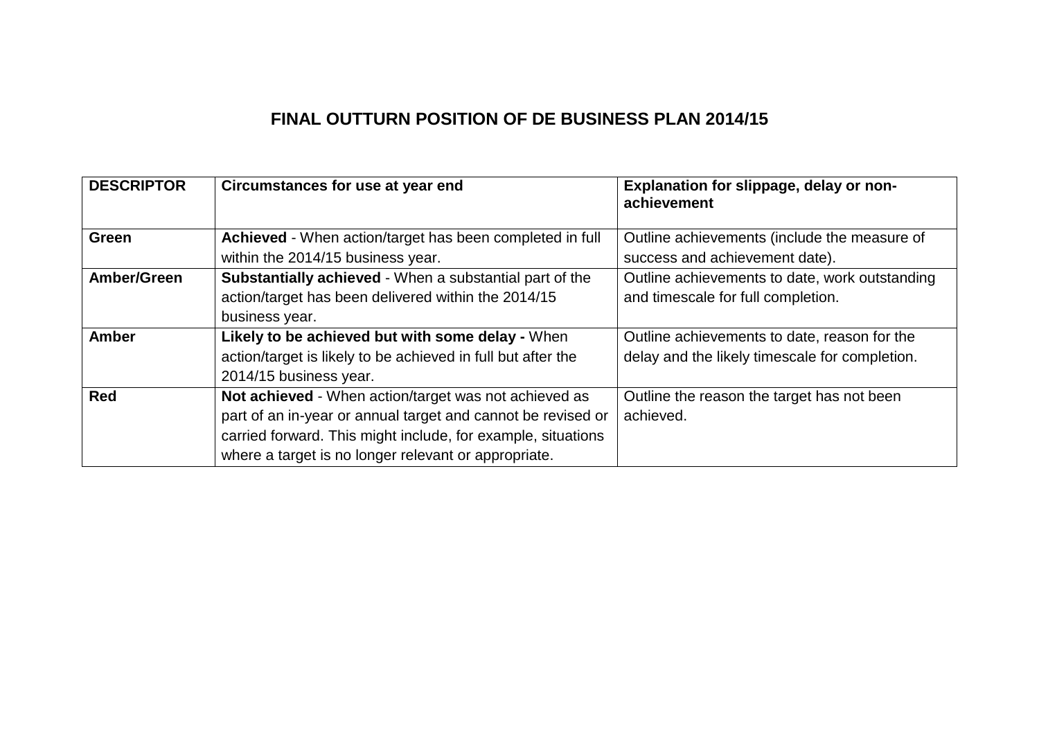# FINAL OUTTURN POSITION OF DE BUSINESS PLAN 2014/15

| DESCRIPTOR | Circumstances for use at year end | Explanation for slippage, delay or non-achievement |
|---|---|---|
| **Green** | **Achieved** - When action/target has been completed in full within the 2014/15 business year. | Outline achievements (include the measure of success and achievement date). |
| **Amber/Green** | **Substantially achieved** - When a substantial part of the action/target has been delivered within the 2014/15 business year. | Outline achievements to date, work outstanding and timescale for full completion. |
| **Amber** | **Likely to be achieved but with some delay -** When action/target is likely to be achieved in full but after the 2014/15 business year. | Outline achievements to date, reason for the delay and the likely timescale for completion. |
| **Red** | **Not achieved** - When action/target was not achieved as part of an in-year or annual target and cannot be revised or carried forward. This might include, for example, situations where a target is no longer relevant or appropriate. | Outline the reason the target has not been achieved. |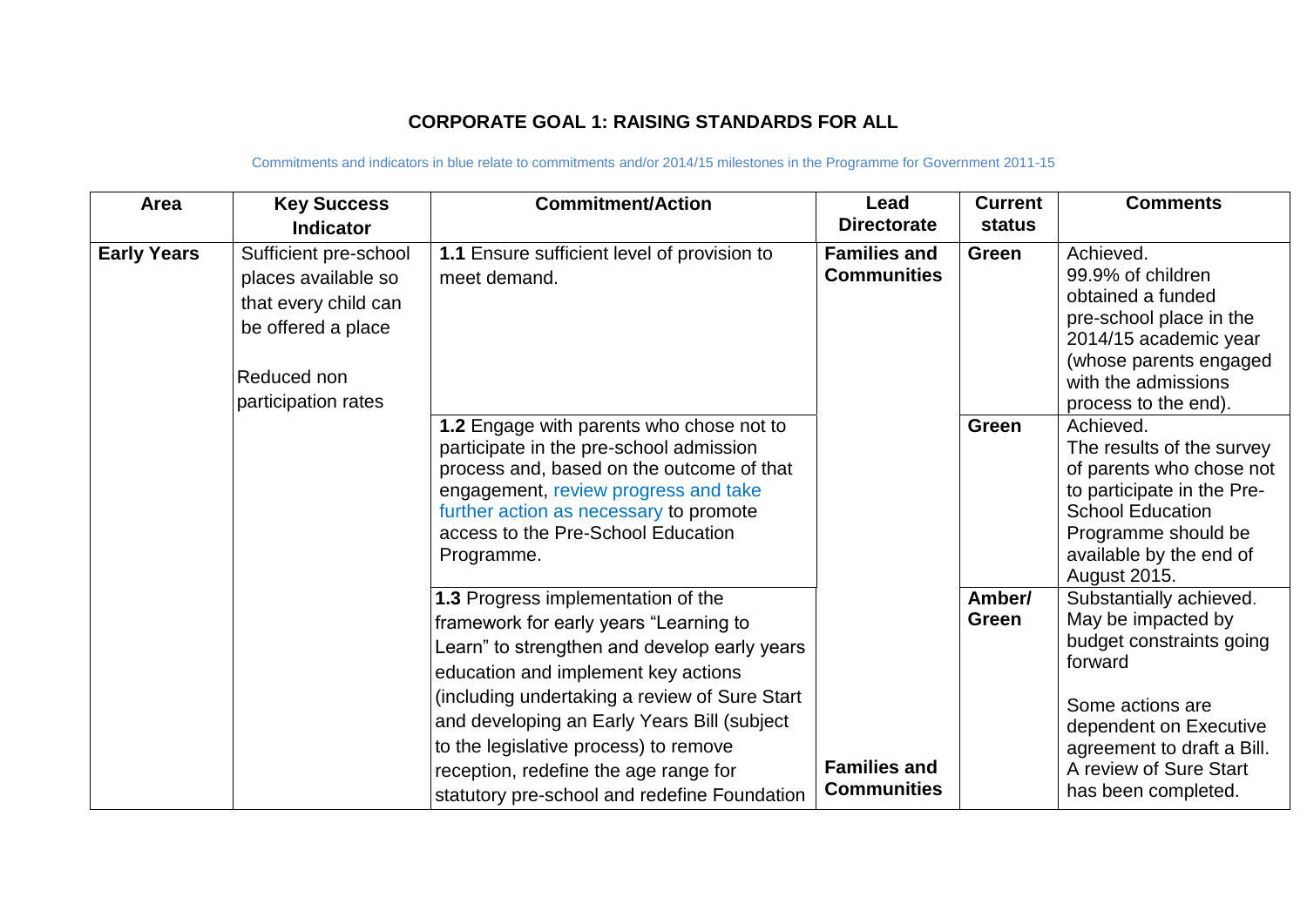## CORPORATE GOAL 1: RAISING STANDARDS FOR ALL

Commitments and indicators in blue relate to commitments and/or 2014/15 milestones in the Programme for Government 2011-15

| Area | Key Success Indicator | Commitment/Action | Lead Directorate | Current status | Comments |
|---|---|---|---|---|---|
| **Early Years** | Sufficient pre-school places available so that every child can be offered a place<br><br>Reduced non participation rates | **1.1** Ensure sufficient level of provision to meet demand. | **Families and Communities** | **Green** | Achieved.<br>99.9% of children obtained a funded pre-school place in the 2014/15 academic year (whose parents engaged with the admissions process to the end). |
| | | **1.2** Engage with parents who chose not to participate in the pre-school admission process and, based on the outcome of that engagement, review progress and take further action as necessary to promote access to the Pre-School Education Programme. | | **Green** | Achieved.<br>The results of the survey of parents who chose not to participate in the Pre-School Education Programme should be available by the end of August 2015. |
| | | **1.3** Progress implementation of the framework for early years "Learning to Learn" to strengthen and develop early years education and implement key actions (including undertaking a review of Sure Start and developing an Early Years Bill (subject to the legislative process) to remove reception, redefine the age range for statutory pre-school and redefine Foundation | **Families and Communities** | **Amber/ Green** | Substantially achieved. May be impacted by budget constraints going forward<br><br>Some actions are dependent on Executive agreement to draft a Bill. A review of Sure Start has been completed. |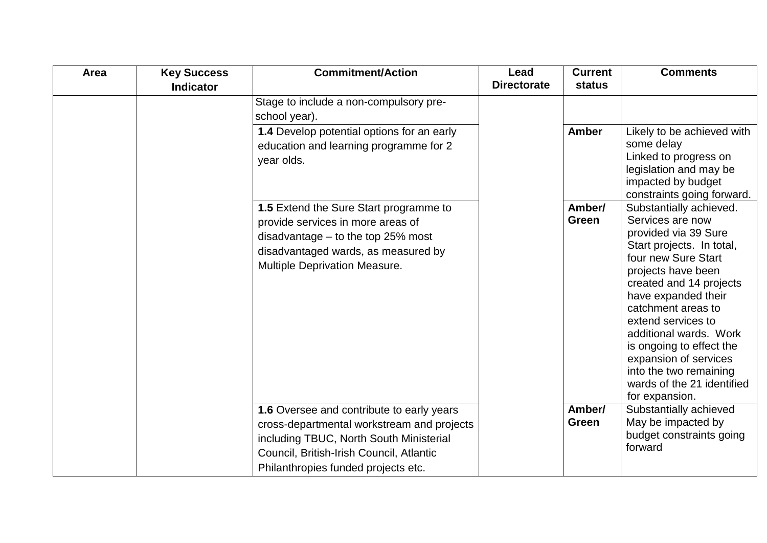| Area | Key Success Indicator | Commitment/Action | Lead Directorate | Current status | Comments |
|---|---|---|---|---|---|
| | | Stage to include a non-compulsory pre-school year). | | | |
| | | **1.4** Develop potential options for an early education and learning programme for 2 year olds. | | **Amber** | Likely to be achieved with some delay<br>Linked to progress on legislation and may be impacted by budget constraints going forward. |
| | | **1.5** Extend the Sure Start programme to provide services in more areas of disadvantage – to the top 25% most disadvantaged wards, as measured by Multiple Deprivation Measure. | | **Amber/ Green** | Substantially achieved. Services are now provided via 39 Sure Start projects. In total, four new Sure Start projects have been created and 14 projects have expanded their catchment areas to extend services to additional wards. Work is ongoing to effect the expansion of services into the two remaining wards of the 21 identified for expansion. |
| | | **1.6** Oversee and contribute to early years cross-departmental workstream and projects including TBUC, North South Ministerial Council, British-Irish Council, Atlantic Philanthropies funded projects etc. | | **Amber/ Green** | Substantially achieved<br>May be impacted by budget constraints going forward |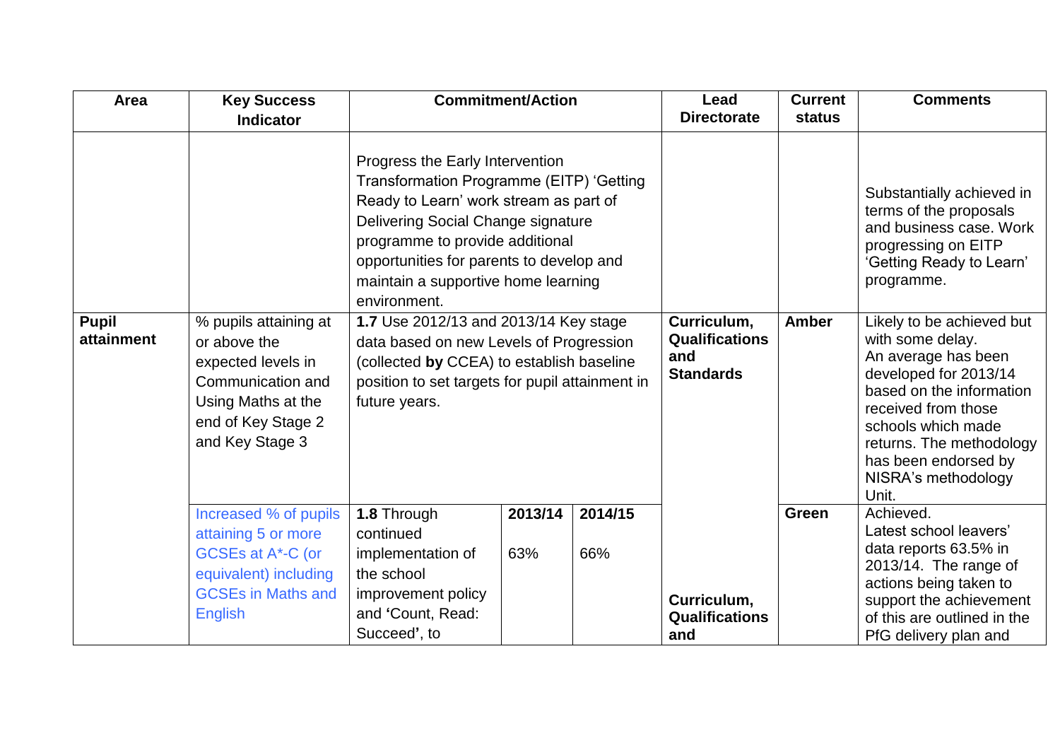| Area | Key Success Indicator | Commitment/Action | | | Lead Directorate | Current status | Comments |
|---|---|---|---|---|---|---|---|
| | | Progress the Early Intervention Transformation Programme (EITP) 'Getting Ready to Learn' work stream as part of Delivering Social Change signature programme to provide additional opportunities for parents to develop and maintain a supportive home learning environment. | | | | | Substantially achieved in terms of the proposals and business case. Work progressing on EITP 'Getting Ready to Learn' programme. |
| **Pupil attainment** | % pupils attaining at or above the expected levels in Communication and Using Maths at the end of Key Stage 2 and Key Stage 3 | **1.7** Use 2012/13 and 2013/14 Key stage data based on new Levels of Progression (collected **by** CCEA) to establish baseline position to set targets for pupil attainment in future years. | | | **Curriculum, Qualifications and Standards** | **Amber** | Likely to be achieved but with some delay. An average has been developed for 2013/14 based on the information received from those schools which made returns. The methodology has been endorsed by NISRA's methodology Unit. |
| | Increased % of pupils attaining 5 or more GCSEs at A*-C (or equivalent) including GCSEs in Maths and English | **1.8** Through continued implementation of the school improvement policy and **'**Count, Read: Succeed**'**, to | **2013/14** 63% | **2014/15** 66% | **Curriculum, Qualifications and** | **Green** | Achieved. Latest school leavers' data reports 63.5% in 2013/14. The range of actions being taken to support the achievement of this are outlined in the PfG delivery plan and |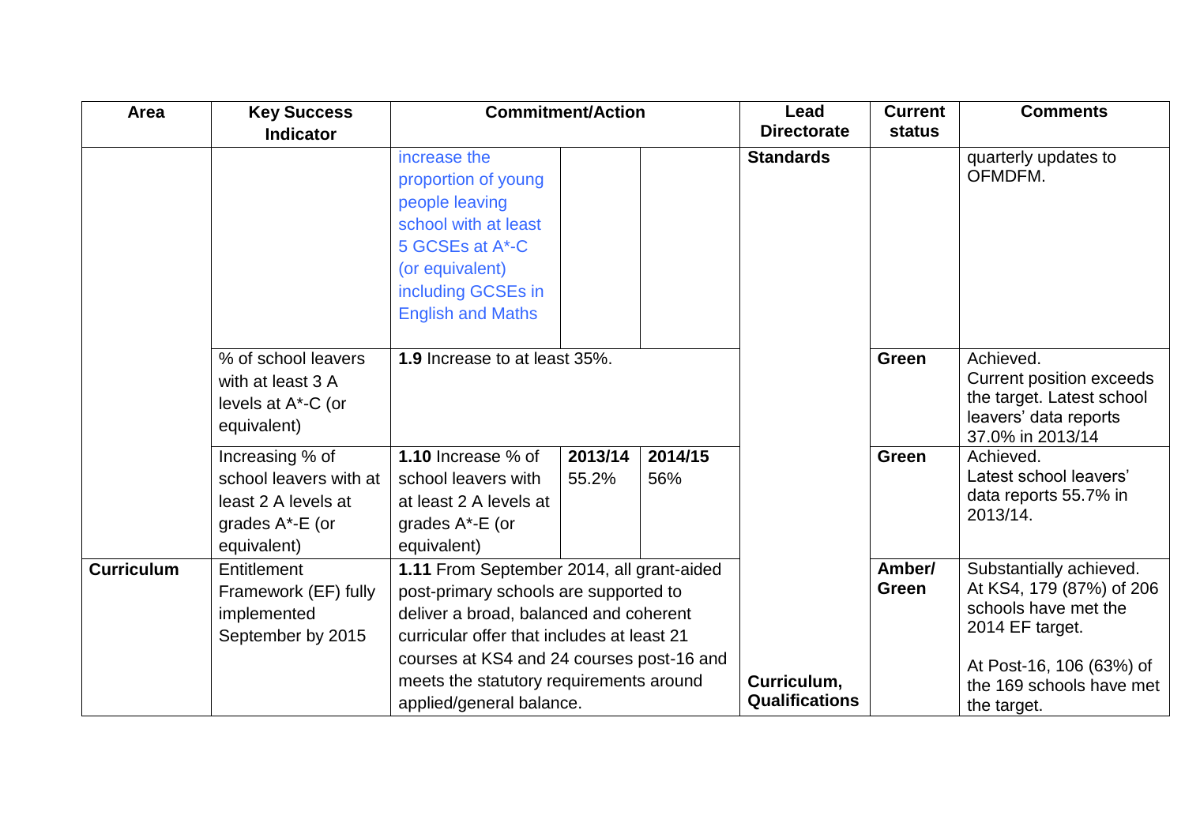| Area | Key Success Indicator | Commitment/Action | | | Lead Directorate | Current status | Comments |
|---|---|---|---|---|---|---|---|
| | | increase the proportion of young people leaving school with at least 5 GCSEs at A*-C (or equivalent) including GCSEs in English and Maths | | | Standards | | quarterly updates to OFMDFM. |
| | % of school leavers with at least 3 A levels at A*-C (or equivalent) | **1.9** Increase to at least 35%. | | | | **Green** | Achieved. Current position exceeds the target. Latest school leavers' data reports 37.0% in 2013/14 |
| | Increasing % of school leavers with at least 2 A levels at grades A*-E (or equivalent) | **1.10** Increase % of school leavers with at least 2 A levels at grades A*-E (or equivalent) | **2013/14** 55.2% | **2014/15** 56% | | **Green** | Achieved. Latest school leavers' data reports 55.7% in 2013/14. |
| **Curriculum** | Entitlement Framework (EF) fully implemented September by 2015 | **1.11** From September 2014, all grant-aided post-primary schools are supported to deliver a broad, balanced and coherent curricular offer that includes at least 21 courses at KS4 and 24 courses post-16 and meets the statutory requirements around applied/general balance. | | | **Curriculum, Qualifications** | **Amber/ Green** | Substantially achieved. At KS4, 179 (87%) of 206 schools have met the 2014 EF target. At Post-16, 106 (63%) of the 169 schools have met the target. |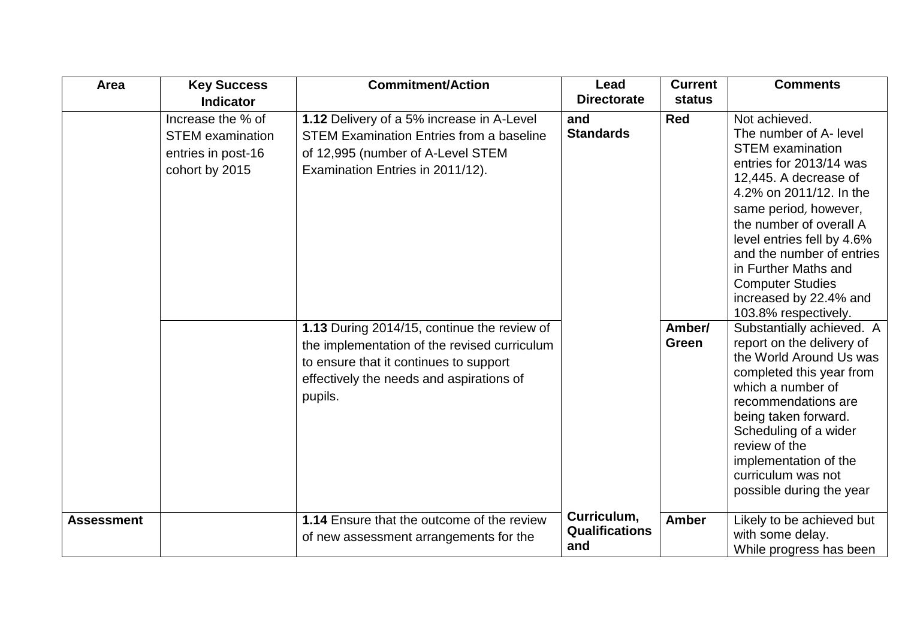| Area | Key Success Indicator | Commitment/Action | Lead Directorate | Current status | Comments |
|---|---|---|---|---|---|
| | Increase the % of STEM examination entries in post-16 cohort by 2015 | **1.12** Delivery of a 5% increase in A-Level STEM Examination Entries from a baseline of 12,995 (number of A-Level STEM Examination Entries in 2011/12). | **and Standards** | **Red** | Not achieved. The number of A- level STEM examination entries for 2013/14 was 12,445. A decrease of 4.2% on 2011/12. In the same period, however, the number of overall A level entries fell by 4.6% and the number of entries in Further Maths and Computer Studies increased by 22.4% and 103.8% respectively. |
| | | **1.13** During 2014/15, continue the review of the implementation of the revised curriculum to ensure that it continues to support effectively the needs and aspirations of pupils. | | **Amber/ Green** | Substantially achieved. A report on the delivery of the World Around Us was completed this year from which a number of recommendations are being taken forward. Scheduling of a wider review of the implementation of the curriculum was not possible during the year |
| **Assessment** | | **1.14** Ensure that the outcome of the review of new assessment arrangements for the | **Curriculum, Qualifications and** | **Amber** | Likely to be achieved but with some delay. While progress has been |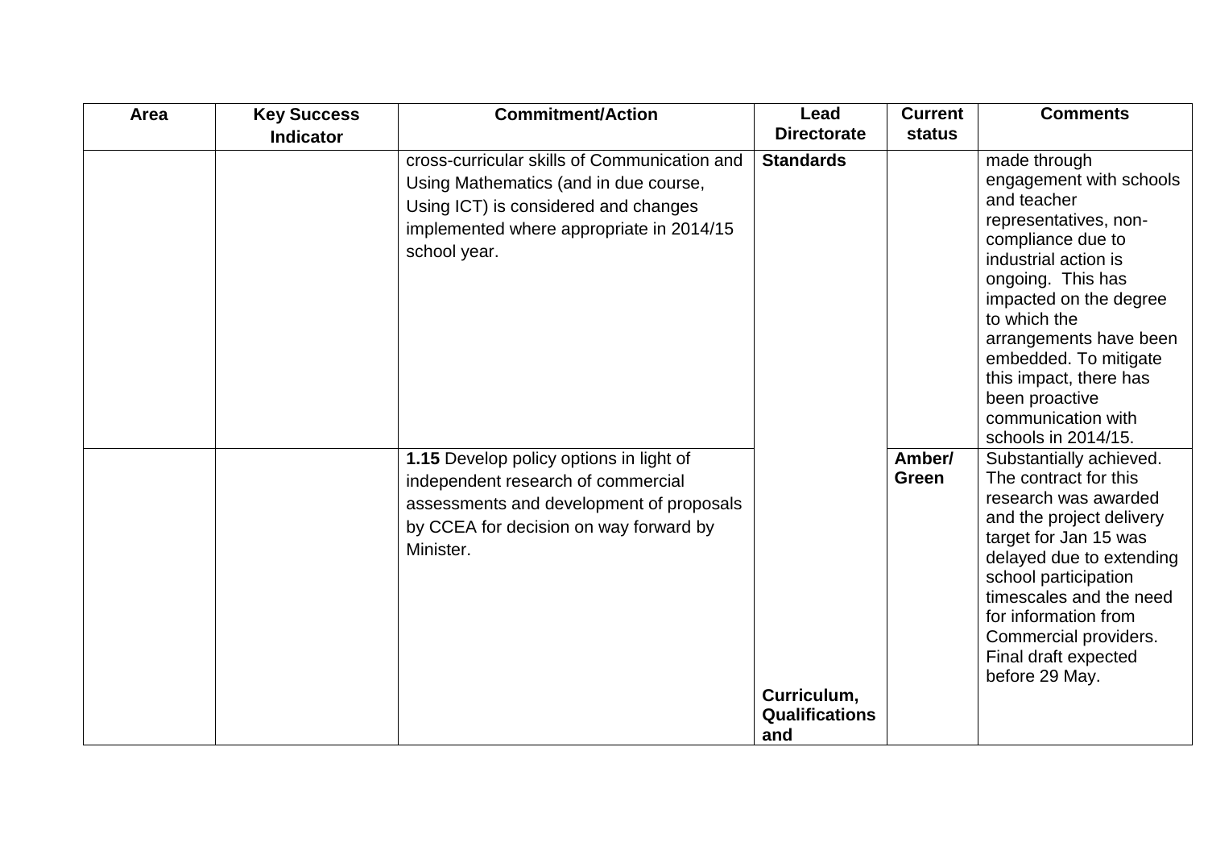| Area | Key Success Indicator | Commitment/Action | Lead Directorate | Current status | Comments |
|---|---|---|---|---|---|
| | | cross-curricular skills of Communication and Using Mathematics (and in due course, Using ICT) is considered and changes implemented where appropriate in 2014/15 school year. | **Standards** | | made through engagement with schools and teacher representatives, non-compliance due to industrial action is ongoing. This has impacted on the degree to which the arrangements have been embedded. To mitigate this impact, there has been proactive communication with schools in 2014/15. |
| | | **1.15** Develop policy options in light of independent research of commercial assessments and development of proposals by CCEA for decision on way forward by Minister. | **Curriculum, Qualifications and** | **Amber/ Green** | Substantially achieved. The contract for this research was awarded and the project delivery target for Jan 15 was delayed due to extending school participation timescales and the need for information from Commercial providers. Final draft expected before 29 May. |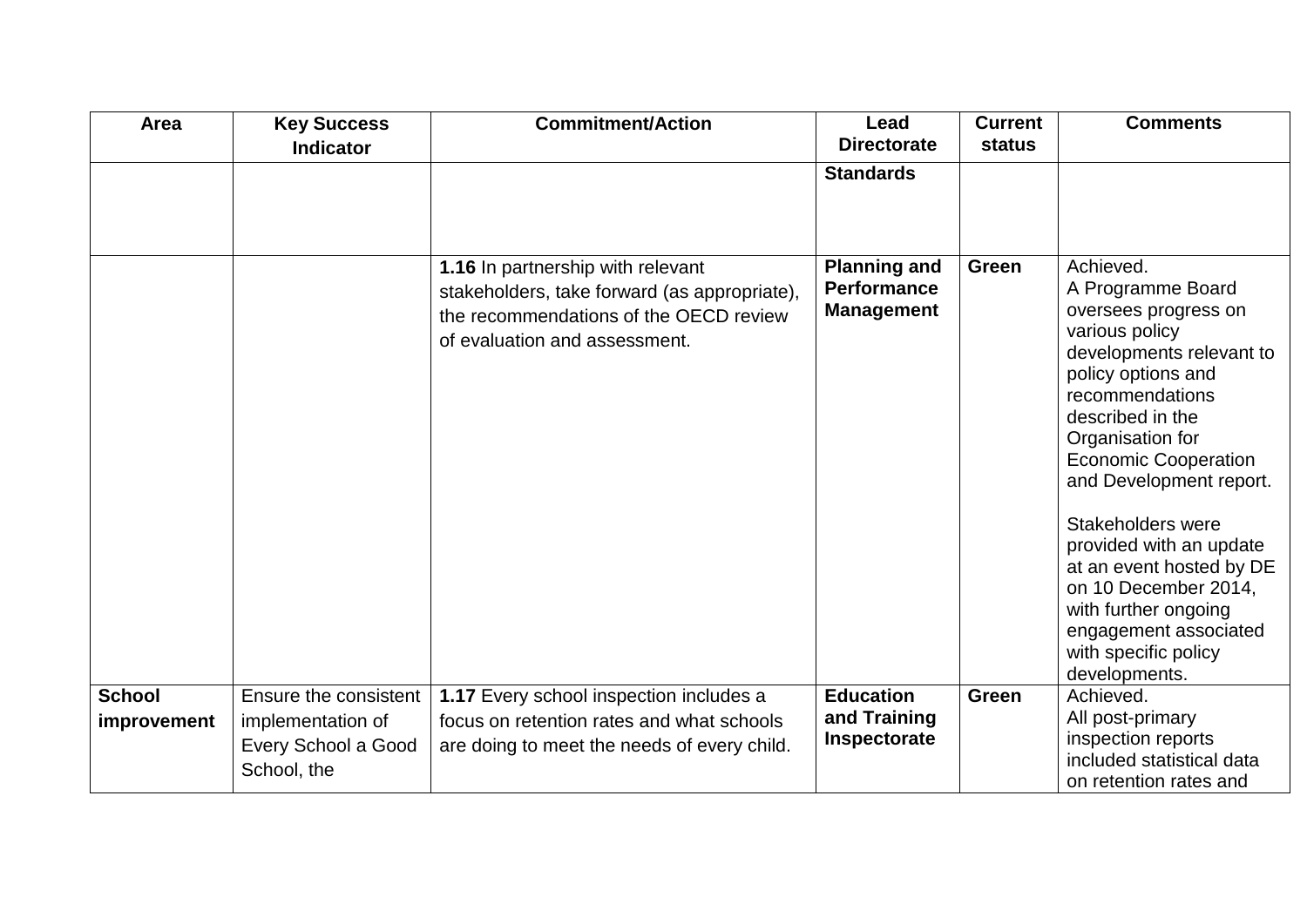| Area | Key Success Indicator | Commitment/Action | Lead Directorate | Current status | Comments |
|---|---|---|---|---|---|
| | | | **Standards** | | |
| | | **1.16** In partnership with relevant stakeholders, take forward (as appropriate), the recommendations of the OECD review of evaluation and assessment. | **Planning and Performance Management** | **Green** | Achieved.<br>A Programme Board oversees progress on various policy developments relevant to policy options and recommendations described in the Organisation for Economic Cooperation and Development report.<br><br>Stakeholders were provided with an update at an event hosted by DE on 10 December 2014, with further ongoing engagement associated with specific policy developments. |
| **School improvement** | Ensure the consistent implementation of Every School a Good School, the | **1.17** Every school inspection includes a focus on retention rates and what schools are doing to meet the needs of every child. | **Education and Training Inspectorate** | **Green** | Achieved.<br>All post-primary inspection reports included statistical data on retention rates and |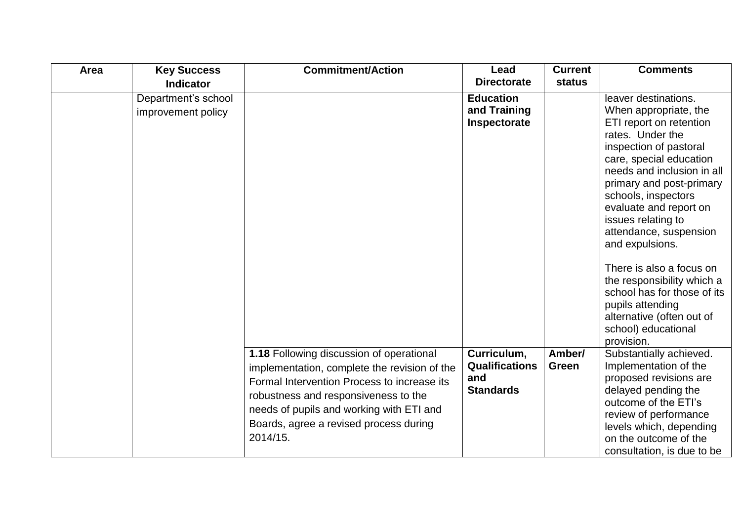| Area | Key Success Indicator | Commitment/Action | Lead Directorate | Current status | Comments |
|---|---|---|---|---|---|
| | Department's school improvement policy | | **Education and Training Inspectorate** | | leaver destinations. When appropriate, the ETI report on retention rates. Under the inspection of pastoral care, special education needs and inclusion in all primary and post-primary schools, inspectors evaluate and report on issues relating to attendance, suspension and expulsions.<br><br>There is also a focus on the responsibility which a school has for those of its pupils attending alternative (often out of school) educational provision. |
| | | **1.18** Following discussion of operational implementation, complete the revision of the Formal Intervention Process to increase its robustness and responsiveness to the needs of pupils and working with ETI and Boards, agree a revised process during 2014/15. | **Curriculum, Qualifications and Standards** | **Amber/ Green** | Substantially achieved. Implementation of the proposed revisions are delayed pending the outcome of the ETI's review of performance levels which, depending on the outcome of the consultation, is due to be |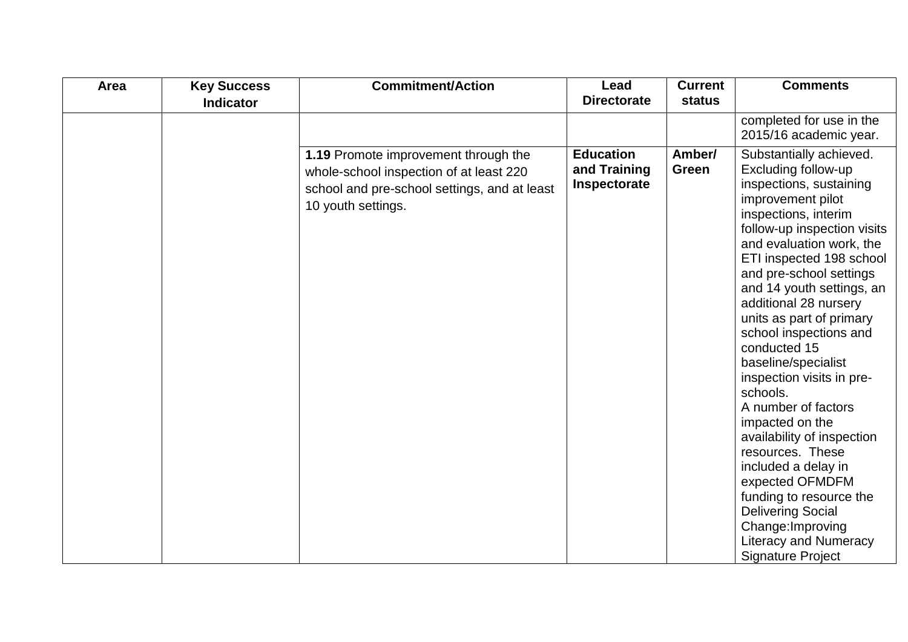| Area | Key Success Indicator | Commitment/Action | Lead Directorate | Current status | Comments |
| --- | --- | --- | --- | --- | --- |
| | | | | | completed for use in the 2015/16 academic year. |
| | | **1.19** Promote improvement through the whole-school inspection of at least 220 school and pre-school settings, and at least 10 youth settings. | **Education and Training Inspectorate** | **Amber/ Green** | Substantially achieved. Excluding follow-up inspections, sustaining improvement pilot inspections, interim follow-up inspection visits and evaluation work, the ETI inspected 198 school and pre-school settings and 14 youth settings, an additional 28 nursery units as part of primary school inspections and conducted 15 baseline/specialist inspection visits in pre-schools.<br>A number of factors impacted on the availability of inspection resources. These included a delay in expected OFMDFM funding to resource the Delivering Social Change:Improving Literacy and Numeracy Signature Project |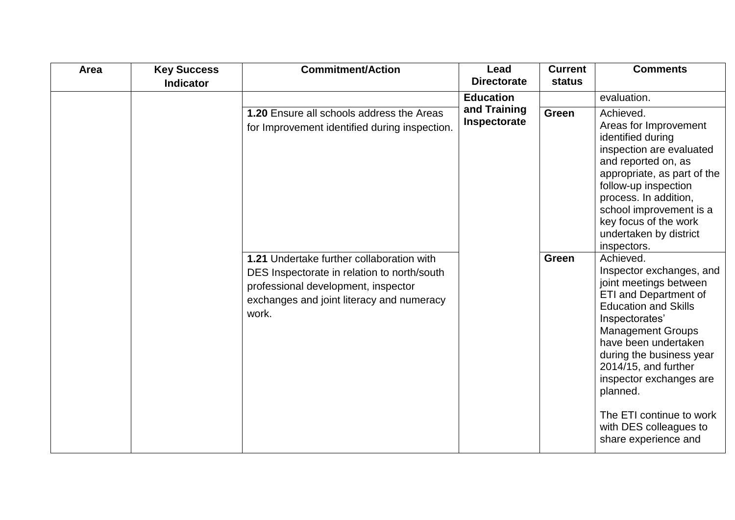| Area | Key Success Indicator | Commitment/Action | Lead Directorate | Current status | Comments |
|---|---|---|---|---|---|
| | | | **Education and Training Inspectorate** | | evaluation. |
| | | **1.20** Ensure all schools address the Areas for Improvement identified during inspection. | | **Green** | Achieved. Areas for Improvement identified during inspection are evaluated and reported on, as appropriate, as part of the follow-up inspection process. In addition, school improvement is a key focus of the work undertaken by district inspectors. |
| | | **1.21** Undertake further collaboration with DES Inspectorate in relation to north/south professional development, inspector exchanges and joint literacy and numeracy work. | | **Green** | Achieved. Inspector exchanges, and joint meetings between ETI and Department of Education and Skills Inspectorates' Management Groups have been undertaken during the business year 2014/15, and further inspector exchanges are planned.<br><br>The ETI continue to work with DES colleagues to share experience and |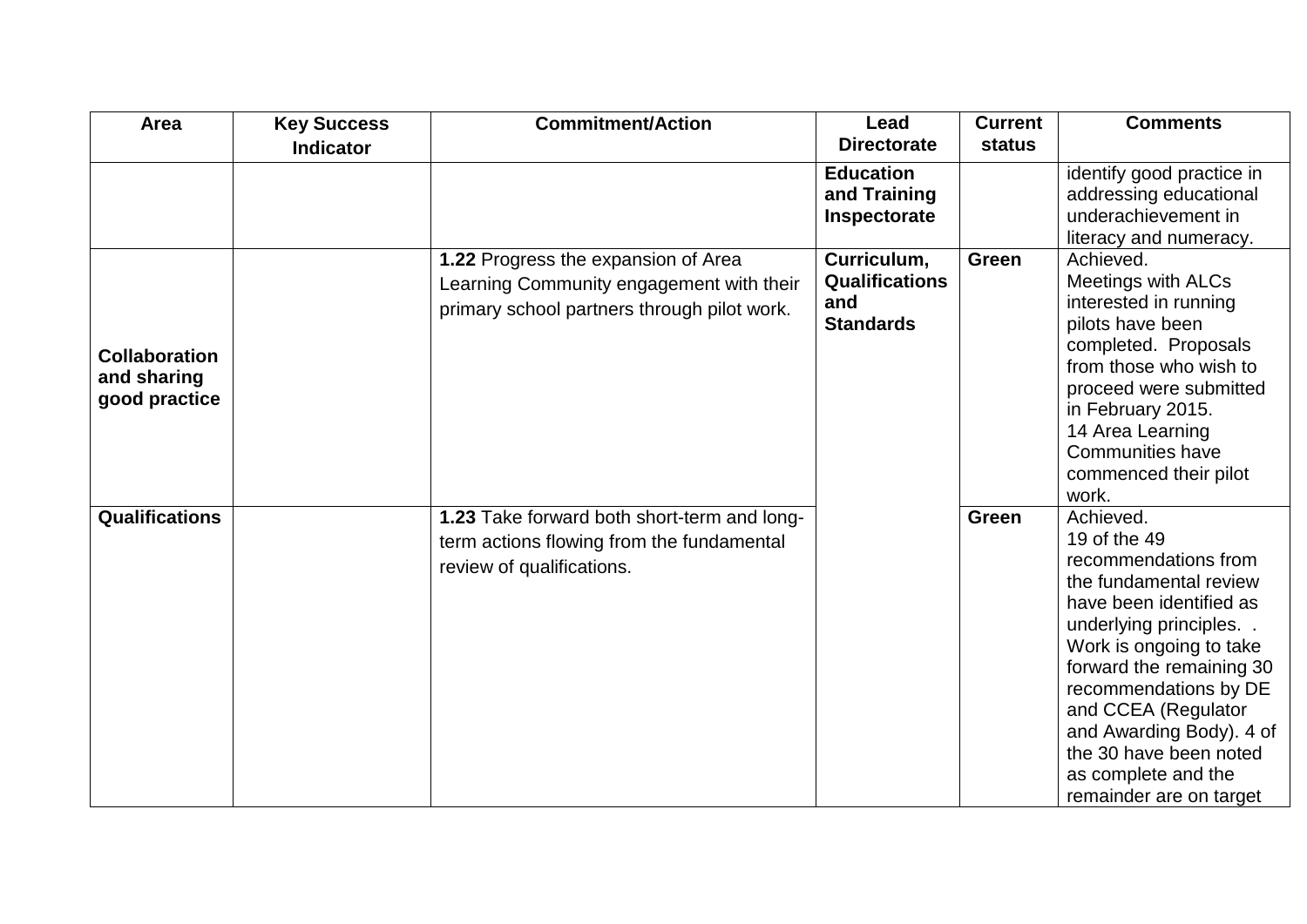| Area | Key Success Indicator | Commitment/Action | Lead Directorate | Current status | Comments |
|---|---|---|---|---|---|
| | | | **Education and Training Inspectorate** | | identify good practice in addressing educational underachievement in literacy and numeracy. |
| **Collaboration and sharing good practice** | | **1.22** Progress the expansion of Area Learning Community engagement with their primary school partners through pilot work. | **Curriculum, Qualifications and Standards** | **Green** | Achieved. Meetings with ALCs interested in running pilots have been completed. Proposals from those who wish to proceed were submitted in February 2015. 14 Area Learning Communities have commenced their pilot work. |
| **Qualifications** | | **1.23** Take forward both short-term and long-term actions flowing from the fundamental review of qualifications. | | **Green** | Achieved. 19 of the 49 recommendations from the fundamental review have been identified as underlying principles. . Work is ongoing to take forward the remaining 30 recommendations by DE and CCEA (Regulator and Awarding Body). 4 of the 30 have been noted as complete and the remainder are on target |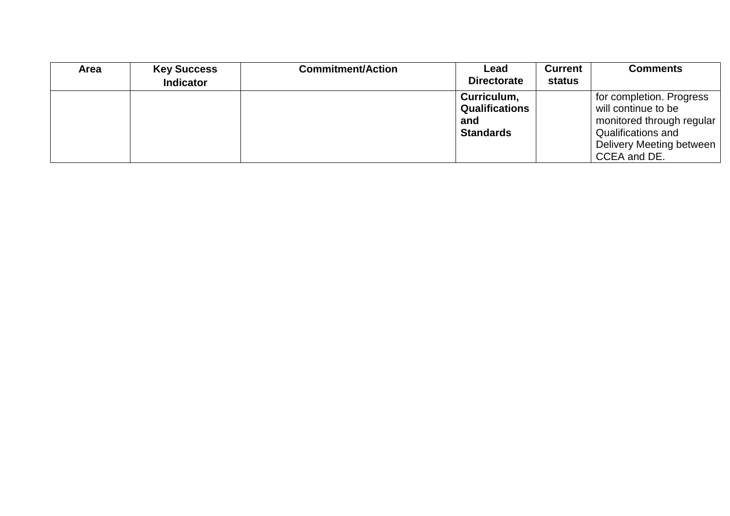| Area | Key Success Indicator | Commitment/Action | Lead Directorate | Current status | Comments |
|---|---|---|---|---|---|
| | | | **Curriculum, Qualifications and Standards** | | for completion. Progress will continue to be monitored through regular Qualifications and Delivery Meeting between CCEA and DE. |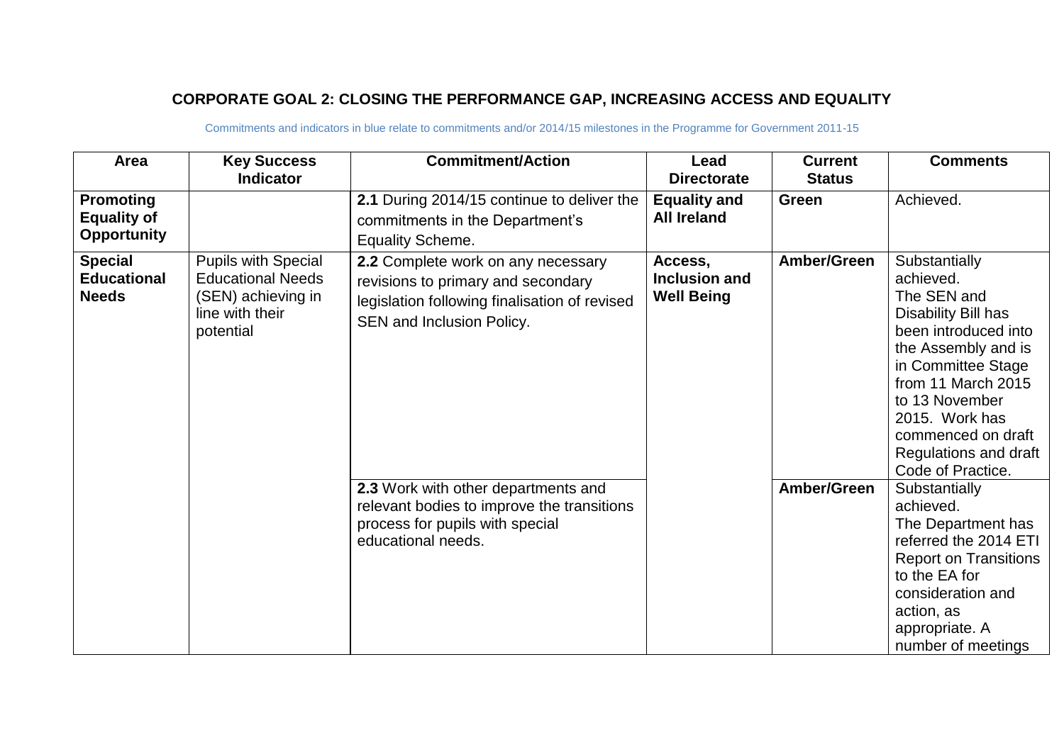## CORPORATE GOAL 2: CLOSING THE PERFORMANCE GAP, INCREASING ACCESS AND EQUALITY

Commitments and indicators in blue relate to commitments and/or 2014/15 milestones in the Programme for Government 2011-15

| Area | Key Success Indicator | Commitment/Action | Lead Directorate | Current Status | Comments |
|---|---|---|---|---|---|
| **Promoting Equality of Opportunity** | | **2.1** During 2014/15 continue to deliver the commitments in the Department's Equality Scheme. | **Equality and All Ireland** | **Green** | Achieved. |
| **Special Educational Needs** | Pupils with Special Educational Needs (SEN) achieving in line with their potential | **2.2** Complete work on any necessary revisions to primary and secondary legislation following finalisation of revised SEN and Inclusion Policy. | **Access, Inclusion and Well Being** | **Amber/Green** | Substantially achieved. The SEN and Disability Bill has been introduced into the Assembly and is in Committee Stage from 11 March 2015 to 13 November 2015. Work has commenced on draft Regulations and draft Code of Practice. |
| | | **2.3** Work with other departments and relevant bodies to improve the transitions process for pupils with special educational needs. | | **Amber/Green** | Substantially achieved. The Department has referred the 2014 ETI Report on Transitions to the EA for consideration and action, as appropriate. A number of meetings |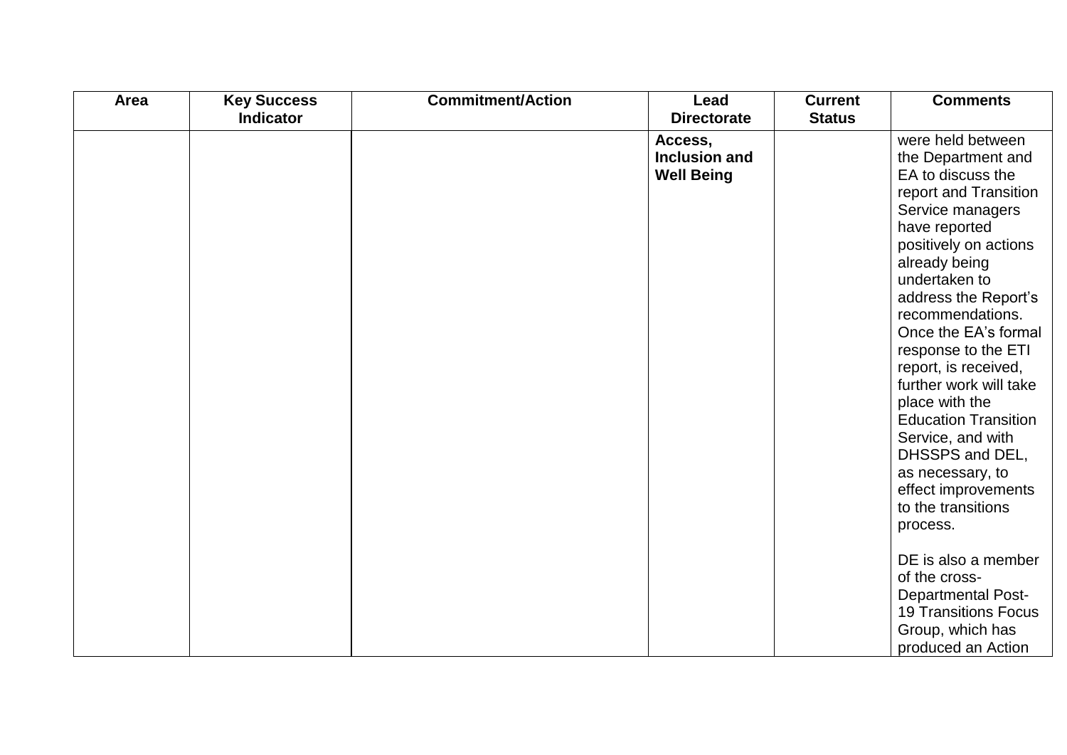| Area | Key Success Indicator | Commitment/Action | Lead Directorate | Current Status | Comments |
|---|---|---|---|---|---|
| | | | **Access, Inclusion and Well Being** | | were held between the Department and EA to discuss the report and Transition Service managers have reported positively on actions already being undertaken to address the Report's recommendations. Once the EA's formal response to the ETI report, is received, further work will take place with the Education Transition Service, and with DHSSPS and DEL, as necessary, to effect improvements to the transitions process.<br><br>DE is also a member of the cross-Departmental Post-19 Transitions Focus Group, which has produced an Action |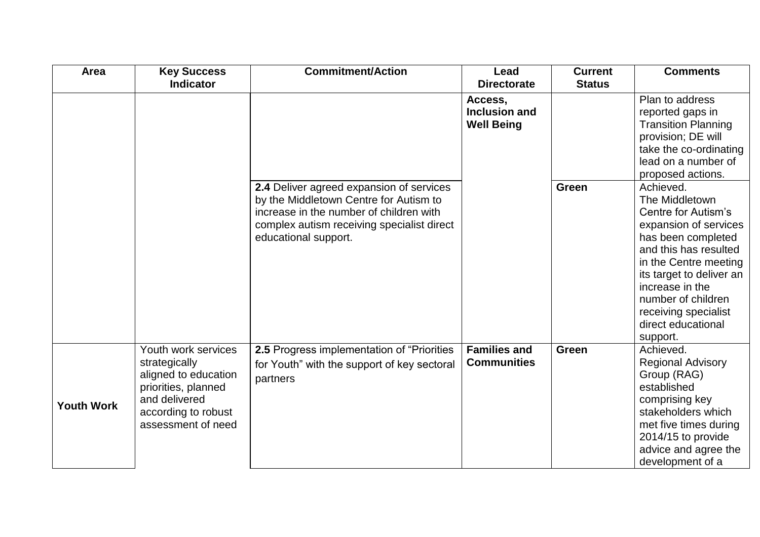| Area | Key Success Indicator | Commitment/Action | Lead Directorate | Current Status | Comments |
|---|---|---|---|---|---|
| | | | **Access, Inclusion and Well Being** | | Plan to address reported gaps in Transition Planning provision; DE will take the co-ordinating lead on a number of proposed actions. |
| | | **2.4** Deliver agreed expansion of services by the Middletown Centre for Autism to increase in the number of children with complex autism receiving specialist direct educational support. | | **Green** | Achieved. The Middletown Centre for Autism's expansion of services has been completed and this has resulted in the Centre meeting its target to deliver an increase in the number of children receiving specialist direct educational support. |
| **Youth Work** | Youth work services strategically aligned to education priorities, planned and delivered according to robust assessment of need | **2.5** Progress implementation of "Priorities for Youth" with the support of key sectoral partners | **Families and Communities** | **Green** | Achieved. Regional Advisory Group (RAG) established comprising key stakeholders which met five times during 2014/15 to provide advice and agree the development of a |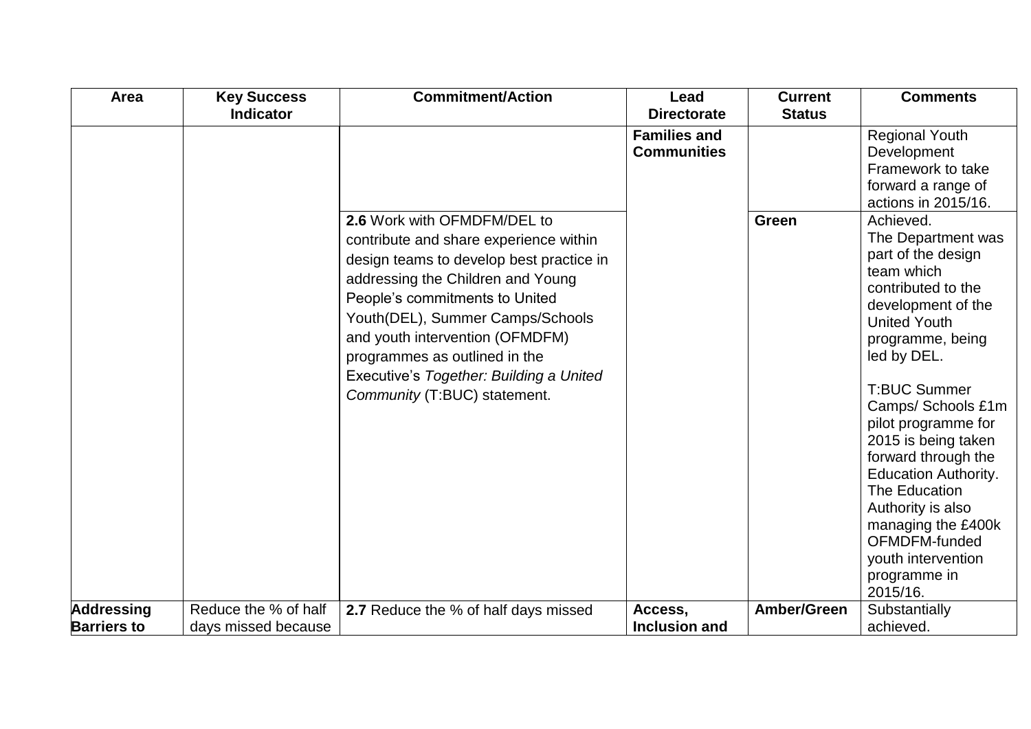| Area | Key Success Indicator | Commitment/Action | Lead Directorate | Current Status | Comments |
|---|---|---|---|---|---|
| | | | **Families and Communities** | | Regional Youth Development Framework to take forward a range of actions in 2015/16. |
| | | **2.6** Work with OFMDFM/DEL to contribute and share experience within design teams to develop best practice in addressing the Children and Young People's commitments to United Youth(DEL), Summer Camps/Schools and youth intervention (OFMDFM) programmes as outlined in the Executive's *Together: Building a United Community* (T:BUC) statement. | | **Green** | Achieved.<br>The Department was part of the design team which contributed to the development of the United Youth programme, being led by DEL.<br><br>T:BUC Summer Camps/ Schools £1m pilot programme for 2015 is being taken forward through the Education Authority. The Education Authority is also managing the £400k OFMDFM-funded youth intervention programme in 2015/16. |
| **Addressing Barriers to** | Reduce the % of half days missed because | **2.7** Reduce the % of half days missed | **Access, Inclusion and** | **Amber/Green** | Substantially achieved. |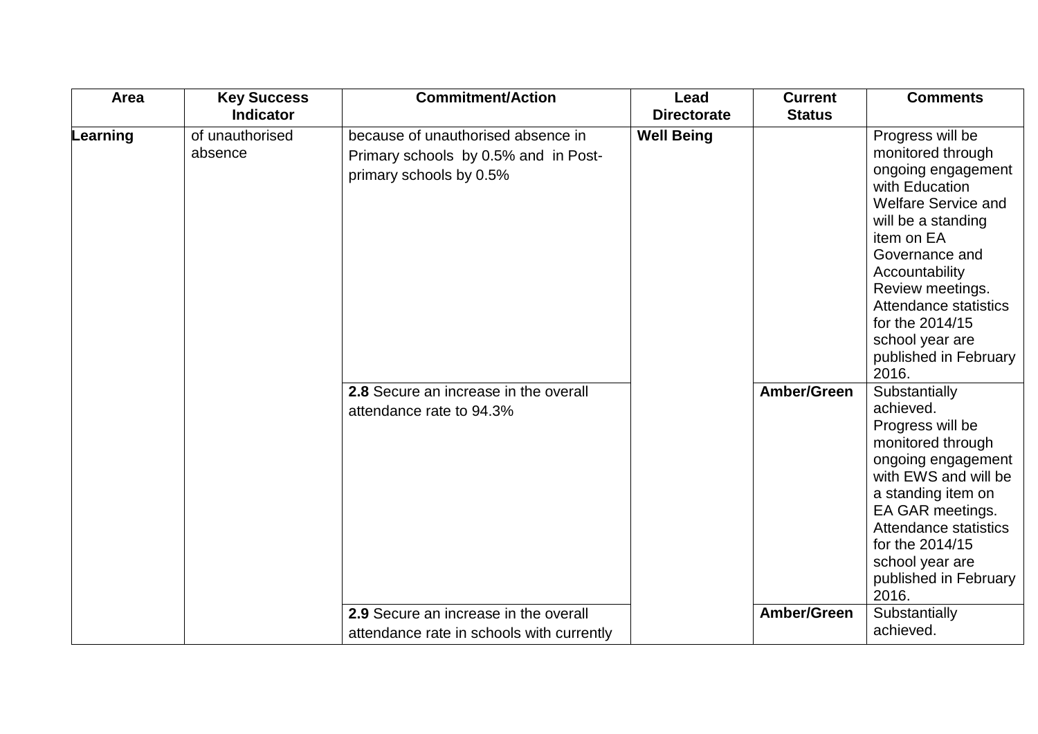| Area | Key Success Indicator | Commitment/Action | Lead Directorate | Current Status | Comments |
|---|---|---|---|---|---|
| **Learning** | of unauthorised absence | because of unauthorised absence in Primary schools by 0.5% and in Post-primary schools by 0.5% | **Well Being** | | Progress will be monitored through ongoing engagement with Education Welfare Service and will be a standing item on EA Governance and Accountability Review meetings. Attendance statistics for the 2014/15 school year are published in February 2016. |
| | | **2.8** Secure an increase in the overall attendance rate to 94.3% | | **Amber/Green** | Substantially achieved. Progress will be monitored through ongoing engagement with EWS and will be a standing item on EA GAR meetings. Attendance statistics for the 2014/15 school year are published in February 2016. |
| | | **2.9** Secure an increase in the overall attendance rate in schools with currently | | **Amber/Green** | Substantially achieved. |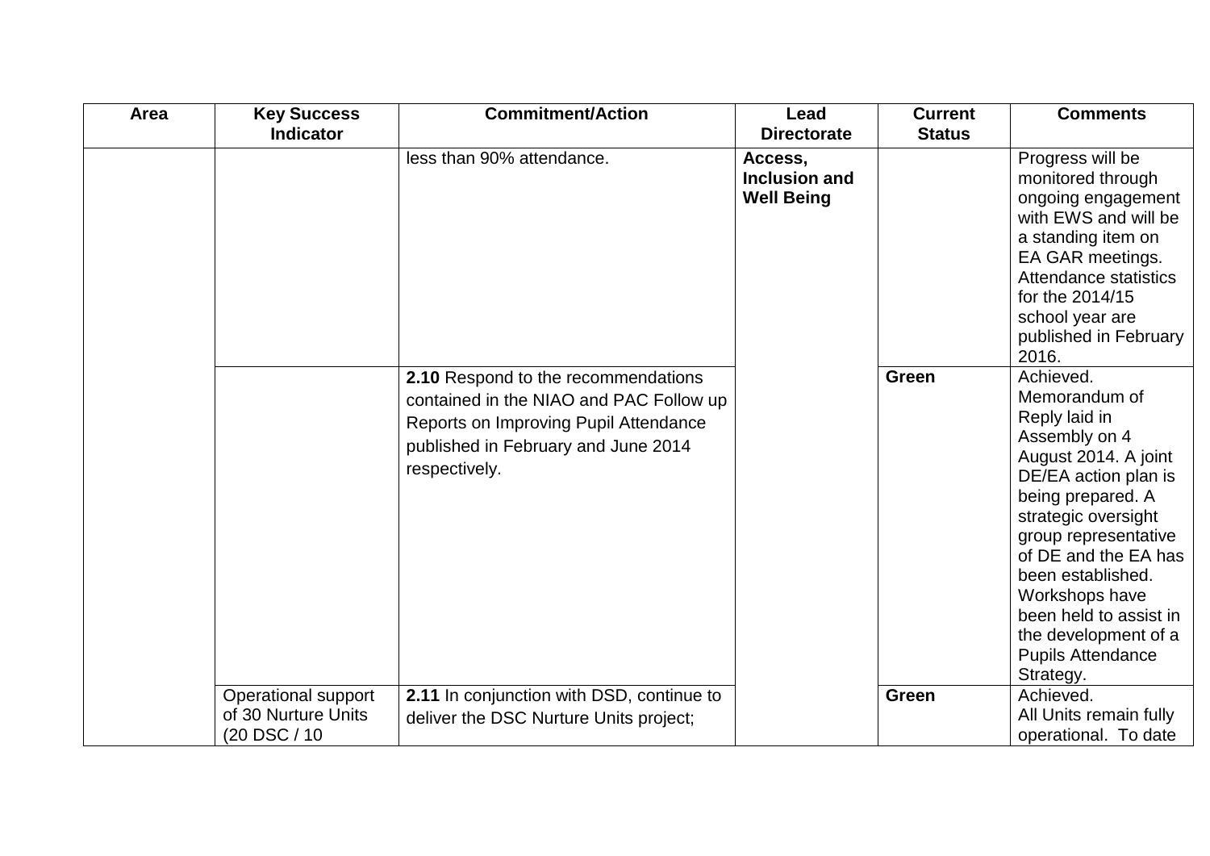| Area | Key Success Indicator | Commitment/Action | Lead Directorate | Current Status | Comments |
|---|---|---|---|---|---|
| | | less than 90% attendance. | **Access, Inclusion and Well Being** | | Progress will be monitored through ongoing engagement with EWS and will be a standing item on EA GAR meetings. Attendance statistics for the 2014/15 school year are published in February 2016. |
| | | **2.10** Respond to the recommendations contained in the NIAO and PAC Follow up Reports on Improving Pupil Attendance published in February and June 2014 respectively. | | **Green** | Achieved. Memorandum of Reply laid in Assembly on 4 August 2014. A joint DE/EA action plan is being prepared. A strategic oversight group representative of DE and the EA has been established. Workshops have been held to assist in the development of a Pupils Attendance Strategy. |
| | Operational support of 30 Nurture Units (20 DSC / 10 | **2.11** In conjunction with DSD, continue to deliver the DSC Nurture Units project; | | **Green** | Achieved. All Units remain fully operational. To date |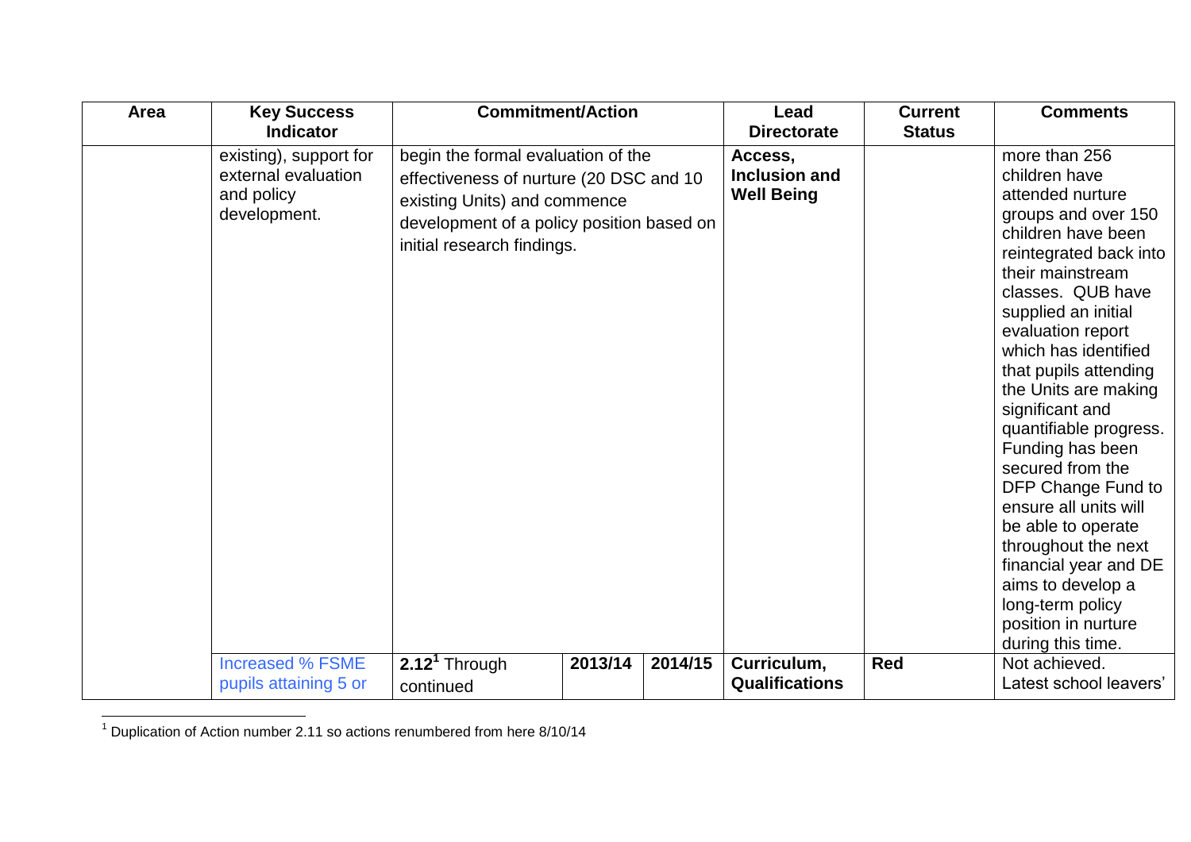| Area | Key Success Indicator | Commitment/Action | | | Lead Directorate | Current Status | Comments |
|---|---|---|---|---|---|---|---|
| | existing), support for external evaluation and policy development. | begin the formal evaluation of the effectiveness of nurture (20 DSC and 10 existing Units) and commence development of a policy position based on initial research findings. | | | **Access, Inclusion and Well Being** | | more than 256 children have attended nurture groups and over 150 children have been reintegrated back into their mainstream classes. QUB have supplied an initial evaluation report which has identified that pupils attending the Units are making significant and quantifiable progress. Funding has been secured from the DFP Change Fund to ensure all units will be able to operate throughout the next financial year and DE aims to develop a long-term policy position in nurture during this time. |
| | Increased % FSME pupils attaining 5 or | **2.12**[1] Through continued | **2013/14** | **2014/15** | **Curriculum, Qualifications** | **Red** | Not achieved. Latest school leavers' |

[1] Duplication of Action number 2.11 so actions renumbered from here 8/10/14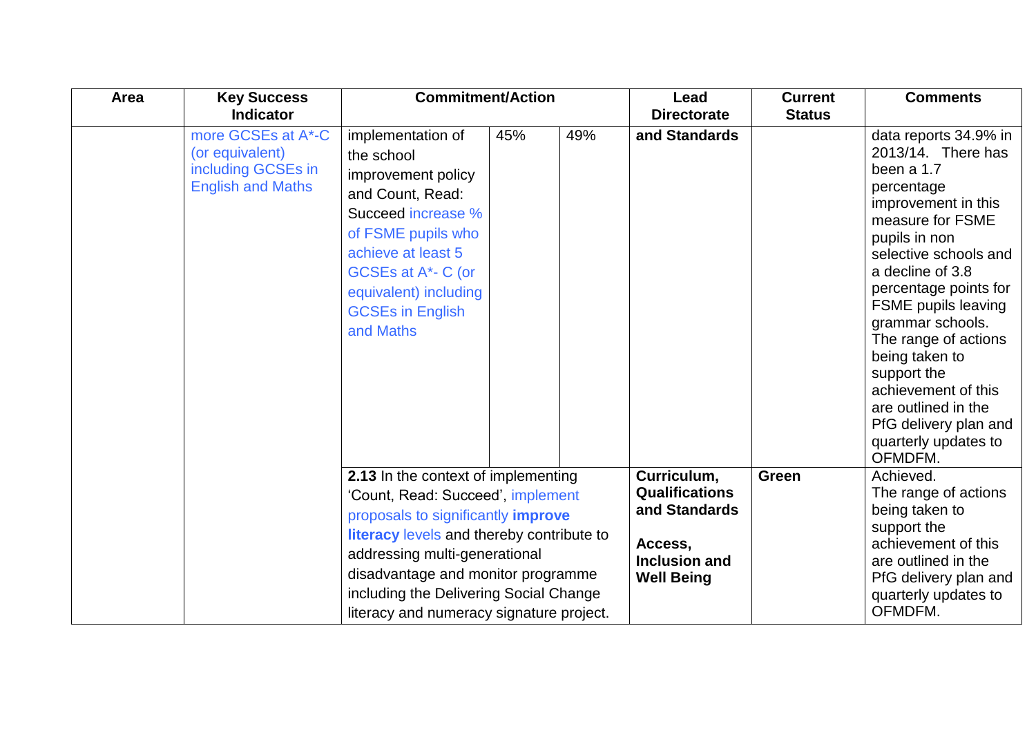| Area | Key Success Indicator | Commitment/Action | | | Lead Directorate | Current Status | Comments |
|---|---|---|---|---|---|---|---|
| | more GCSEs at A*-C (or equivalent) including GCSEs in English and Maths | implementation of the school improvement policy and Count, Read: Succeed increase % of FSME pupils who achieve at least 5 GCSEs at A*- C (or equivalent) including GCSEs in English and Maths | 45% | 49% | **and Standards** | | data reports 34.9% in 2013/14. There has been a 1.7 percentage improvement in this measure for FSME pupils in non selective schools and a decline of 3.8 percentage points for FSME pupils leaving grammar schools. The range of actions being taken to support the achievement of this are outlined in the PfG delivery plan and quarterly updates to OFMDFM. |
| | | **2.13** In the context of implementing 'Count, Read: Succeed', implement proposals to significantly **improve literacy** levels and thereby contribute to addressing multi-generational disadvantage and monitor programme including the Delivering Social Change literacy and numeracy signature project. | | | **Curriculum, Qualifications and Standards**<br><br>**Access, Inclusion and Well Being** | **Green** | Achieved.<br>The range of actions being taken to support the achievement of this are outlined in the PfG delivery plan and quarterly updates to OFMDFM. |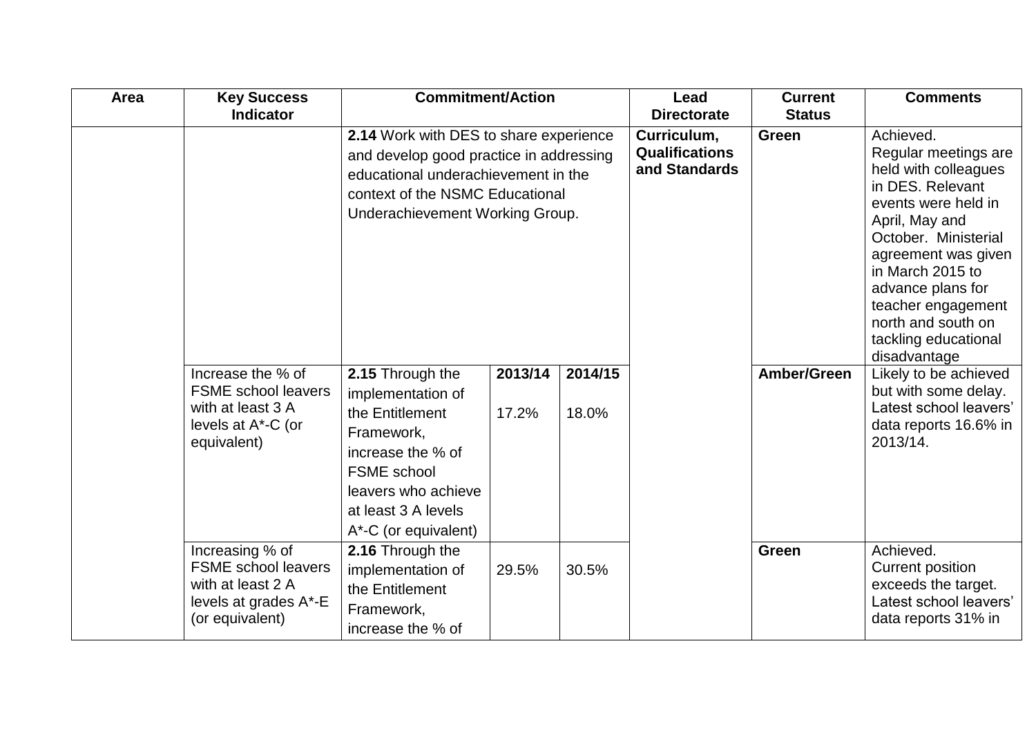| Area | Key Success Indicator | Commitment/Action | | | Lead Directorate | Current Status | Comments |
|---|---|---|---|---|---|---|---|
| | | **2.14** Work with DES to share experience and develop good practice in addressing educational underachievement in the context of the NSMC Educational Underachievement Working Group. | | | **Curriculum, Qualifications and Standards** | **Green** | Achieved. Regular meetings are held with colleagues in DES. Relevant events were held in April, May and October. Ministerial agreement was given in March 2015 to advance plans for teacher engagement north and south on tackling educational disadvantage |
| | Increase the % of FSME school leavers with at least 3 A levels at A*-C (or equivalent) | **2.15** Through the implementation of the Entitlement Framework, increase the % of FSME school leavers who achieve at least 3 A levels A*-C (or equivalent) | **2013/14** 17.2% | **2014/15** 18.0% | | **Amber/Green** | Likely to be achieved but with some delay. Latest school leavers' data reports 16.6% in 2013/14. |
| | Increasing % of FSME school leavers with at least 2 A levels at grades A*-E (or equivalent) | **2.16** Through the implementation of the Entitlement Framework, increase the % of | 29.5% | 30.5% | | **Green** | Achieved. Current position exceeds the target. Latest school leavers' data reports 31% in |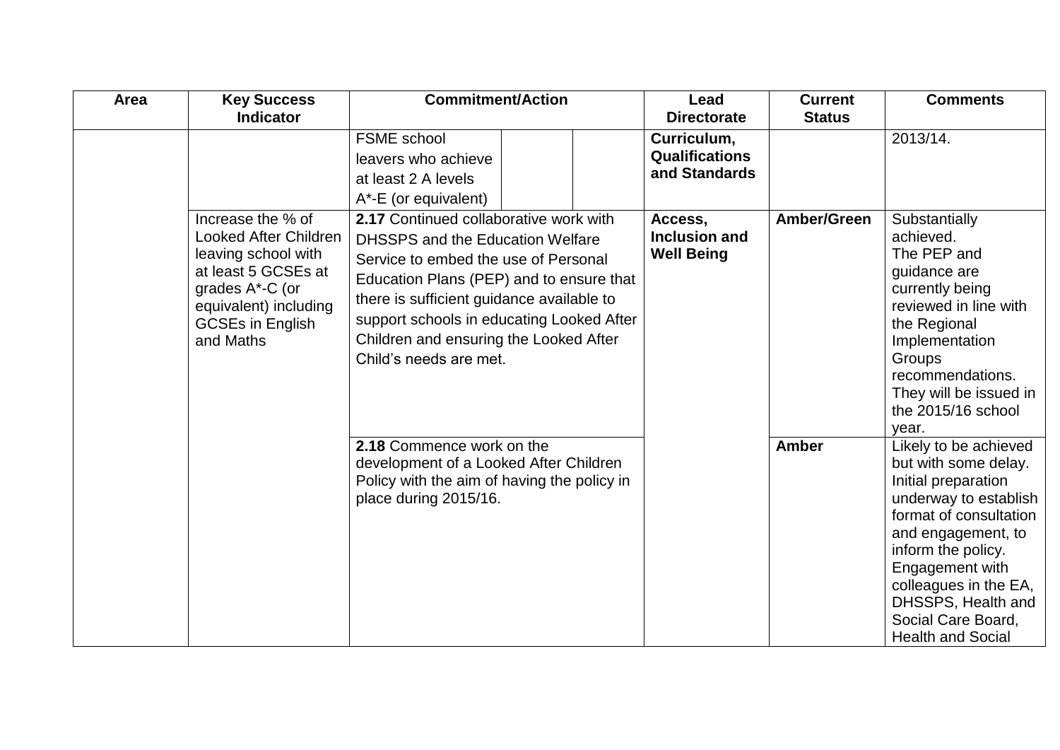| Area | Key Success Indicator | Commitment/Action | Lead Directorate | Current Status | Comments |
| --- | --- | --- | --- | --- | --- |
| | | FSME school leavers who achieve at least 2 A levels A*-E (or equivalent) | **Curriculum, Qualifications and Standards** | | 2013/14. |
| | Increase the % of Looked After Children leaving school with at least 5 GCSEs at grades A*-C (or equivalent) including GCSEs in English and Maths | **2.17** Continued collaborative work with DHSSPS and the Education Welfare Service to embed the use of Personal Education Plans (PEP) and to ensure that there is sufficient guidance available to support schools in educating Looked After Children and ensuring the Looked After Child's needs are met. | **Access, Inclusion and Well Being** | **Amber/Green** | Substantially achieved. The PEP and guidance are currently being reviewed in line with the Regional Implementation Groups recommendations. They will be issued in the 2015/16 school year. |
| | | **2.18** Commence work on the development of a Looked After Children Policy with the aim of having the policy in place during 2015/16. | | **Amber** | Likely to be achieved but with some delay. Initial preparation underway to establish format of consultation and engagement, to inform the policy. Engagement with colleagues in the EA, DHSSPS, Health and Social Care Board, Health and Social |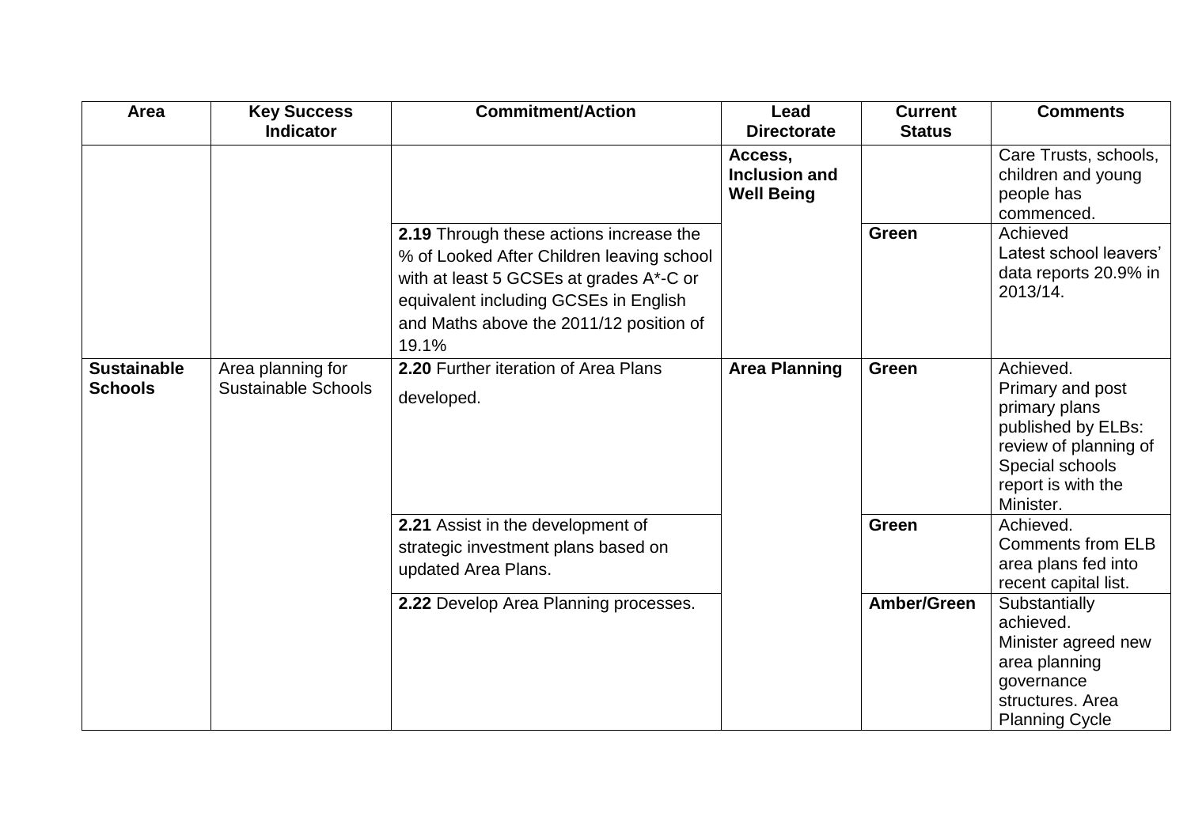| Area | Key Success Indicator | Commitment/Action | Lead Directorate | Current Status | Comments |
|---|---|---|---|---|---|
| | | | **Access, Inclusion and Well Being** | | Care Trusts, schools, children and young people has commenced. |
| | | **2.19** Through these actions increase the % of Looked After Children leaving school with at least 5 GCSEs at grades A*-C or equivalent including GCSEs in English and Maths above the 2011/12 position of 19.1% | | **Green** | Achieved Latest school leavers' data reports 20.9% in 2013/14. |
| **Sustainable Schools** | Area planning for Sustainable Schools | **2.20** Further iteration of Area Plans developed. | **Area Planning** | **Green** | Achieved. Primary and post primary plans published by ELBs: review of planning of Special schools report is with the Minister. |
| | | **2.21** Assist in the development of strategic investment plans based on updated Area Plans. | | **Green** | Achieved. Comments from ELB area plans fed into recent capital list. |
| | | **2.22** Develop Area Planning processes. | | **Amber/Green** | Substantially achieved. Minister agreed new area planning governance structures. Area Planning Cycle |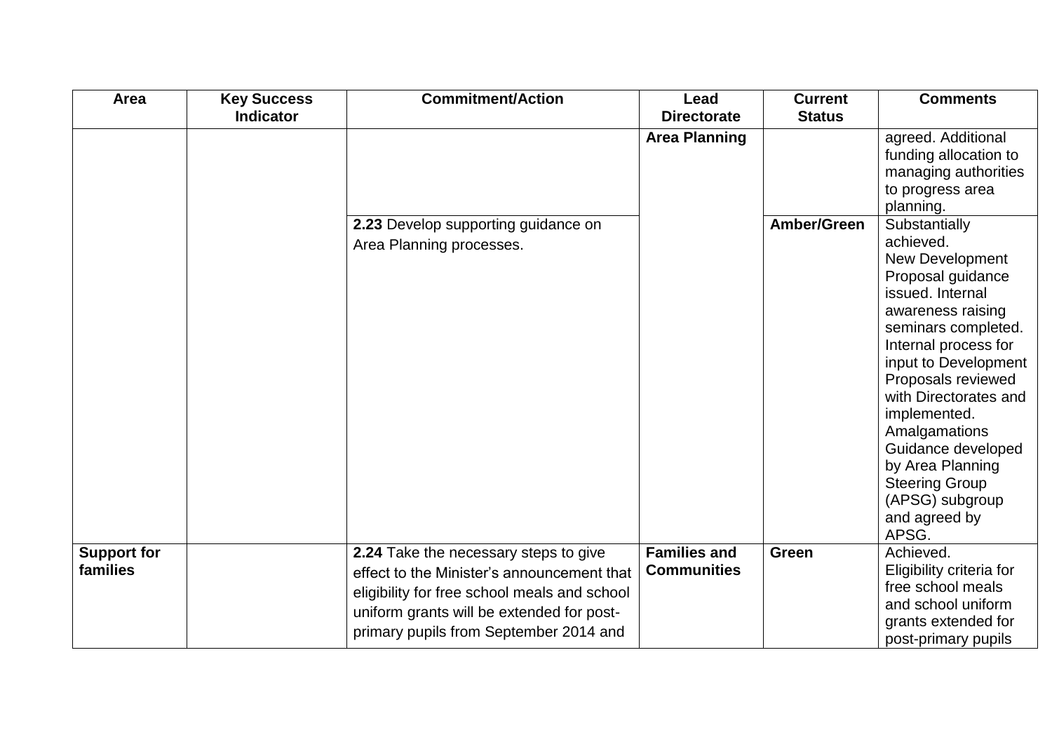| Area | Key Success Indicator | Commitment/Action | Lead Directorate | Current Status | Comments |
|---|---|---|---|---|---|
| | | | **Area Planning** | | agreed. Additional funding allocation to managing authorities to progress area planning. |
| | | **2.23** Develop supporting guidance on Area Planning processes. | | **Amber/Green** | Substantially achieved. New Development Proposal guidance issued. Internal awareness raising seminars completed. Internal process for input to Development Proposals reviewed with Directorates and implemented. Amalgamations Guidance developed by Area Planning Steering Group (APSG) subgroup and agreed by APSG. |
| **Support for families** | | **2.24** Take the necessary steps to give effect to the Minister's announcement that eligibility for free school meals and school uniform grants will be extended for post-primary pupils from September 2014 and | **Families and Communities** | **Green** | Achieved. Eligibility criteria for free school meals and school uniform grants extended for post-primary pupils |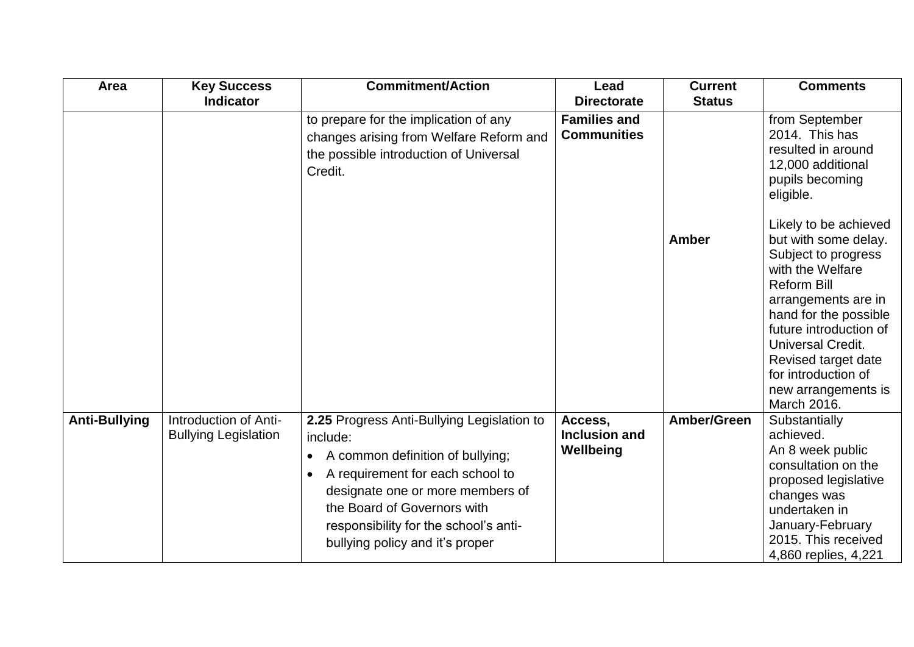| Area | Key Success Indicator | Commitment/Action | Lead Directorate | Current Status | Comments |
|---|---|---|---|---|---|
| | | to prepare for the implication of any changes arising from Welfare Reform and the possible introduction of Universal Credit. | **Families and Communities** | **Amber** | from September 2014. This has resulted in around 12,000 additional pupils becoming eligible.<br><br>Likely to be achieved but with some delay. Subject to progress with the Welfare Reform Bill arrangements are in hand for the possible future introduction of Universal Credit. Revised target date for introduction of new arrangements is March 2016. |
| **Anti-Bullying** | Introduction of Anti-Bullying Legislation | **2.25** Progress Anti-Bullying Legislation to include:<br>• A common definition of bullying;<br>• A requirement for each school to designate one or more members of the Board of Governors with responsibility for the school's anti-bullying policy and it's proper | **Access, Inclusion and Wellbeing** | **Amber/Green** | Substantially achieved.<br>An 8 week public consultation on the proposed legislative changes was undertaken in January-February 2015. This received 4,860 replies, 4,221 |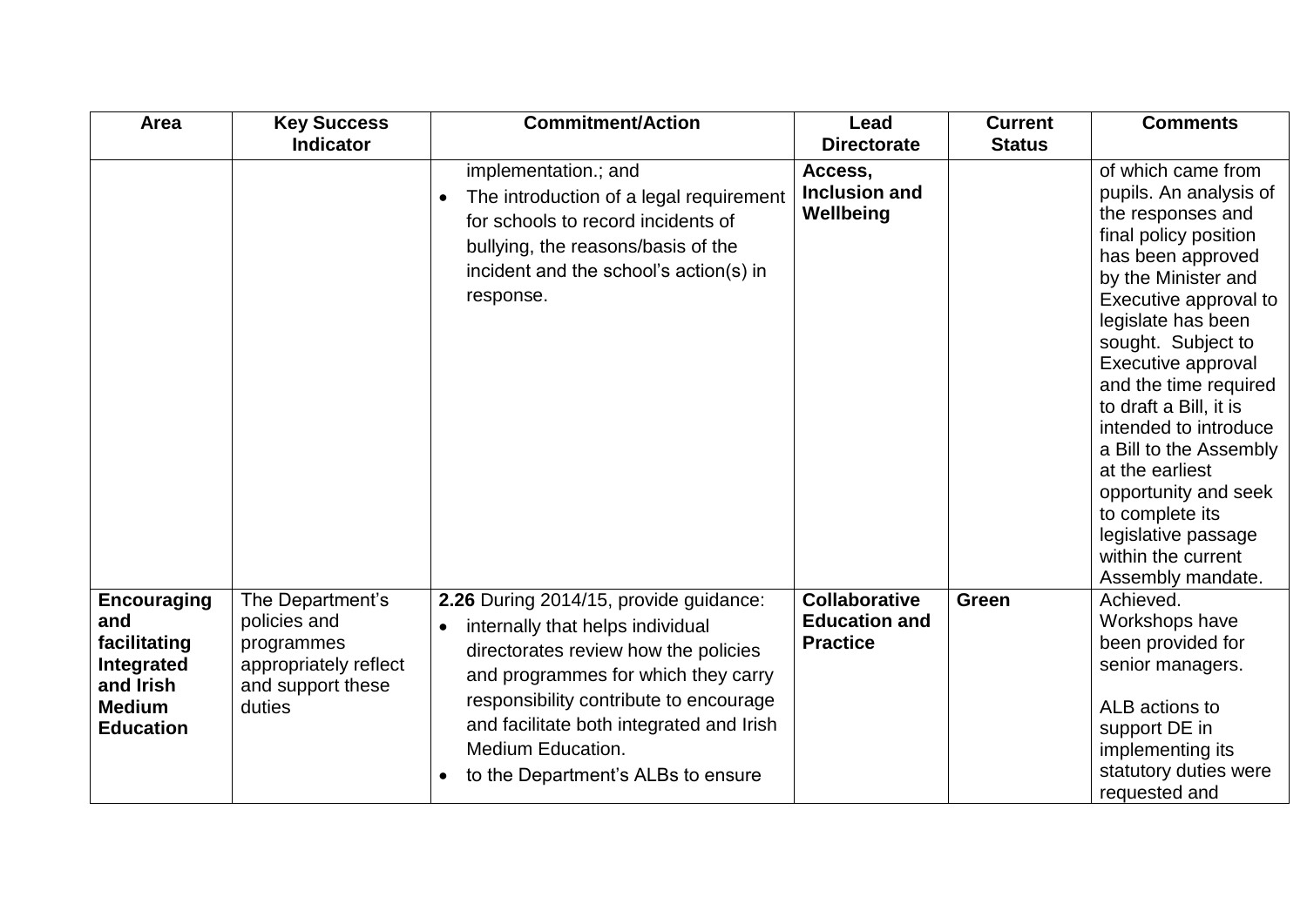| Area | Key Success Indicator | Commitment/Action | Lead Directorate | Current Status | Comments |
|---|---|---|---|---|---|
| | | implementation.; and<br>• The introduction of a legal requirement for schools to record incidents of bullying, the reasons/basis of the incident and the school's action(s) in response. | **Access, Inclusion and Wellbeing** | | of which came from pupils. An analysis of the responses and final policy position has been approved by the Minister and Executive approval to legislate has been sought. Subject to Executive approval and the time required to draft a Bill, it is intended to introduce a Bill to the Assembly at the earliest opportunity and seek to complete its legislative passage within the current Assembly mandate. |
| **Encouraging and facilitating Integrated and Irish Medium Education** | The Department's policies and programmes appropriately reflect and support these duties | **2.26** During 2014/15, provide guidance:<br>• internally that helps individual directorates review how the policies and programmes for which they carry responsibility contribute to encourage and facilitate both integrated and Irish Medium Education.<br>• to the Department's ALBs to ensure | **Collaborative Education and Practice** | **Green** | Achieved.<br>Workshops have been provided for senior managers.<br><br>ALB actions to support DE in implementing its statutory duties were requested and |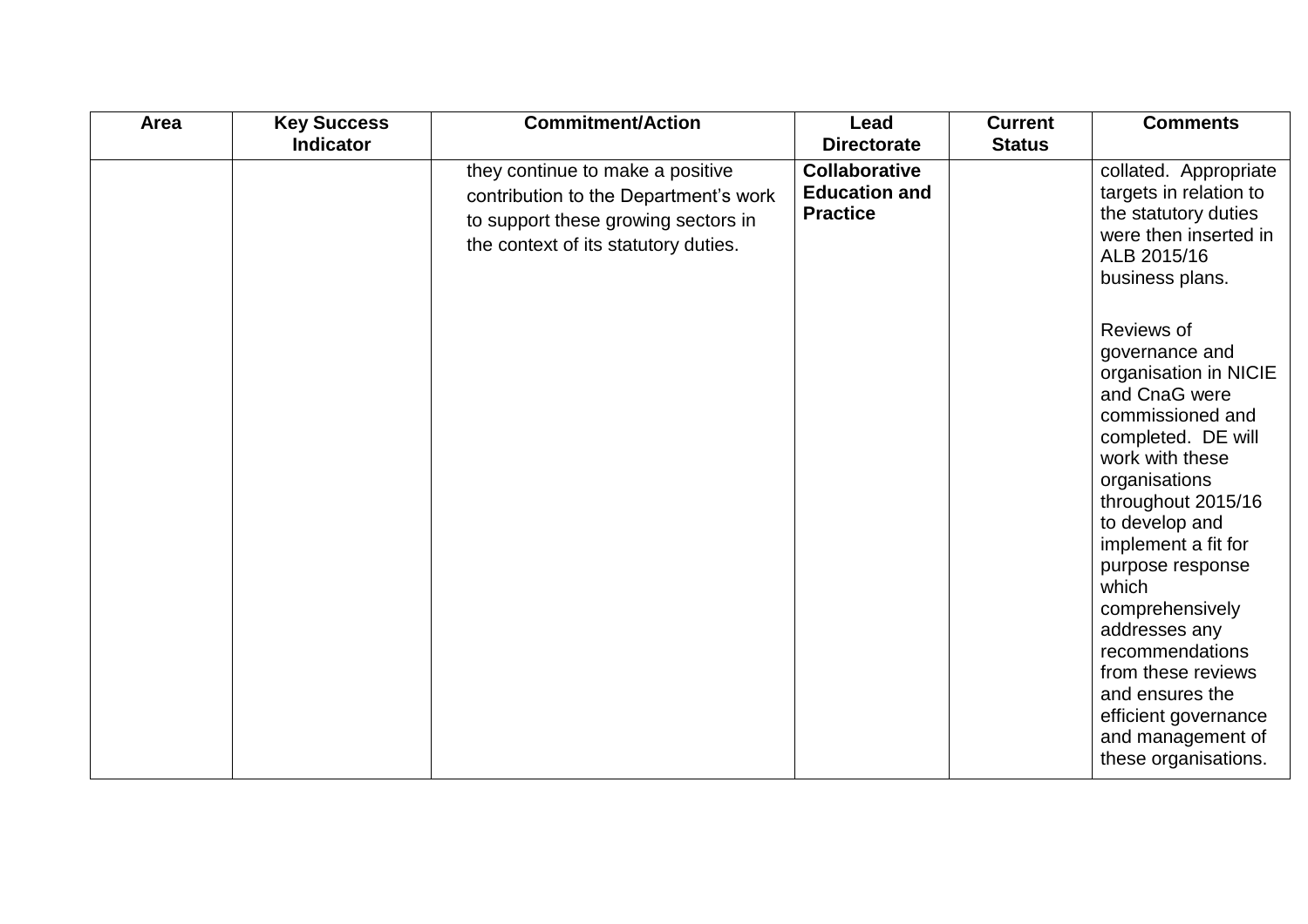| Area | Key Success Indicator | Commitment/Action | Lead Directorate | Current Status | Comments |
|---|---|---|---|---|---|
| | | they continue to make a positive contribution to the Department's work to support these growing sectors in the context of its statutory duties. | **Collaborative Education and Practice** | | collated. Appropriate targets in relation to the statutory duties were then inserted in ALB 2015/16 business plans.<br><br>Reviews of governance and organisation in NICIE and CnaG were commissioned and completed. DE will work with these organisations throughout 2015/16 to develop and implement a fit for purpose response which comprehensively addresses any recommendations from these reviews and ensures the efficient governance and management of these organisations. |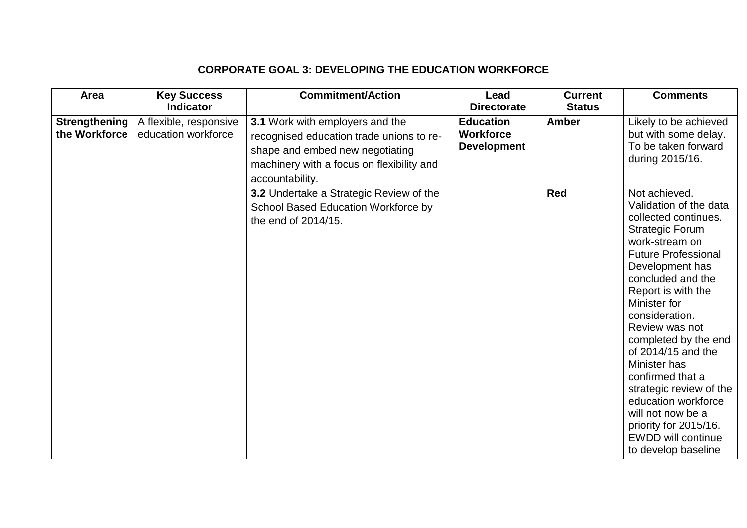## CORPORATE GOAL 3: DEVELOPING THE EDUCATION WORKFORCE

| Area | Key Success Indicator | Commitment/Action | Lead Directorate | Current Status | Comments |
|---|---|---|---|---|---|
| **Strengthening the Workforce** | A flexible, responsive education workforce | **3.1** Work with employers and the recognised education trade unions to re-shape and embed new negotiating machinery with a focus on flexibility and accountability. | **Education Workforce Development** | **Amber** | Likely to be achieved but with some delay. To be taken forward during 2015/16. |
| | | **3.2** Undertake a Strategic Review of the School Based Education Workforce by the end of 2014/15. | | **Red** | Not achieved. Validation of the data collected continues. Strategic Forum work-stream on Future Professional Development has concluded and the Report is with the Minister for consideration. Review was not completed by the end of 2014/15 and the Minister has confirmed that a strategic review of the education workforce will not now be a priority for 2015/16. EWDD will continue to develop baseline |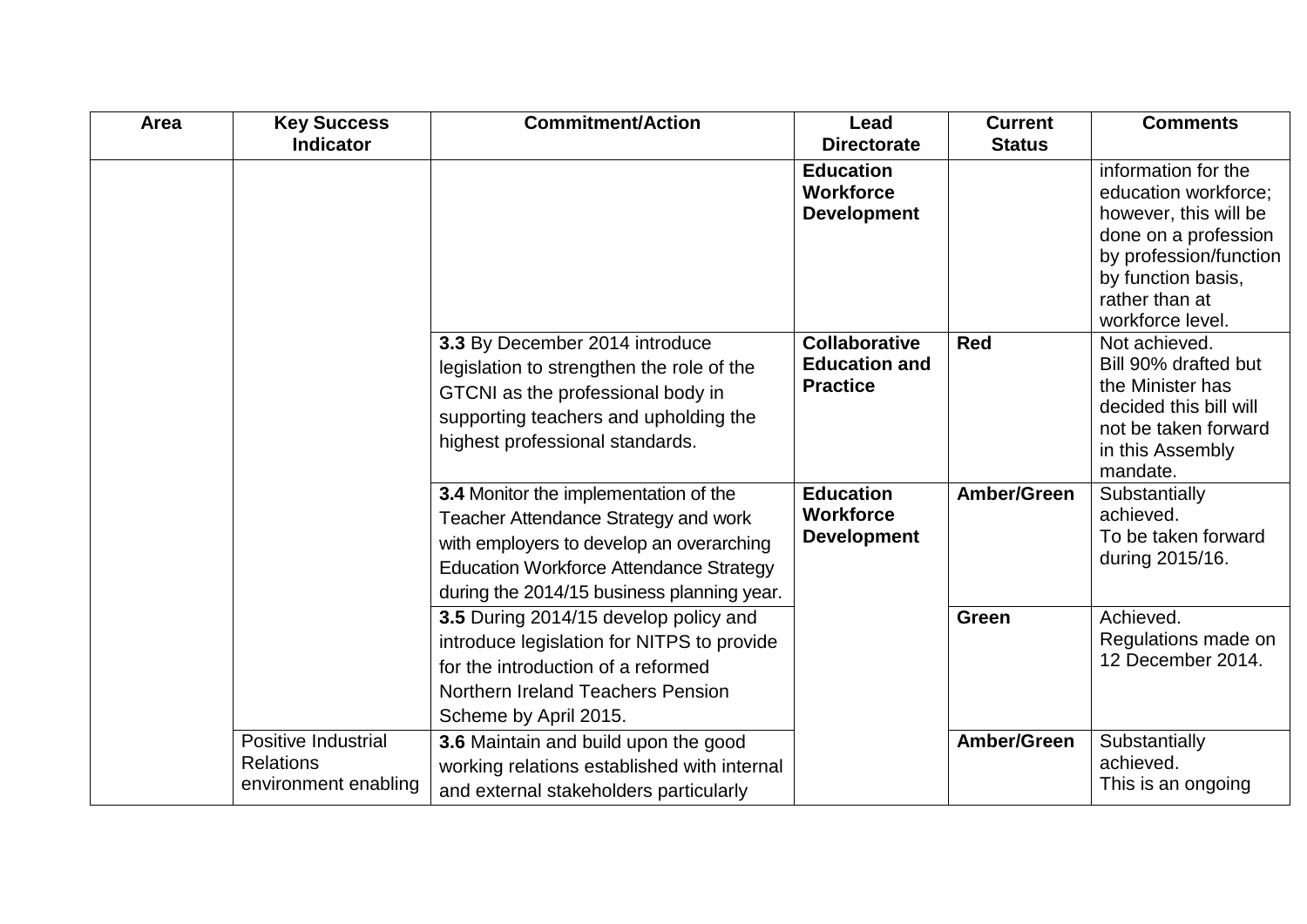| Area | Key Success Indicator | Commitment/Action | Lead Directorate | Current Status | Comments |
|---|---|---|---|---|---|
| | | | **Education Workforce Development** | | information for the education workforce; however, this will be done on a profession by profession/function by function basis, rather than at workforce level. |
| | | **3.3** By December 2014 introduce legislation to strengthen the role of the GTCNI as the professional body in supporting teachers and upholding the highest professional standards. | **Collaborative Education and Practice** | **Red** | Not achieved. Bill 90% drafted but the Minister has decided this bill will not be taken forward in this Assembly mandate. |
| | | **3.4** Monitor the implementation of the Teacher Attendance Strategy and work with employers to develop an overarching Education Workforce Attendance Strategy during the 2014/15 business planning year. | **Education Workforce Development** | **Amber/Green** | Substantially achieved. To be taken forward during 2015/16. |
| | | **3.5** During 2014/15 develop policy and introduce legislation for NITPS to provide for the introduction of a reformed Northern Ireland Teachers Pension Scheme by April 2015. | | **Green** | Achieved. Regulations made on 12 December 2014. |
| | Positive Industrial Relations environment enabling | **3.6** Maintain and build upon the good working relations established with internal and external stakeholders particularly | | **Amber/Green** | Substantially achieved. This is an ongoing |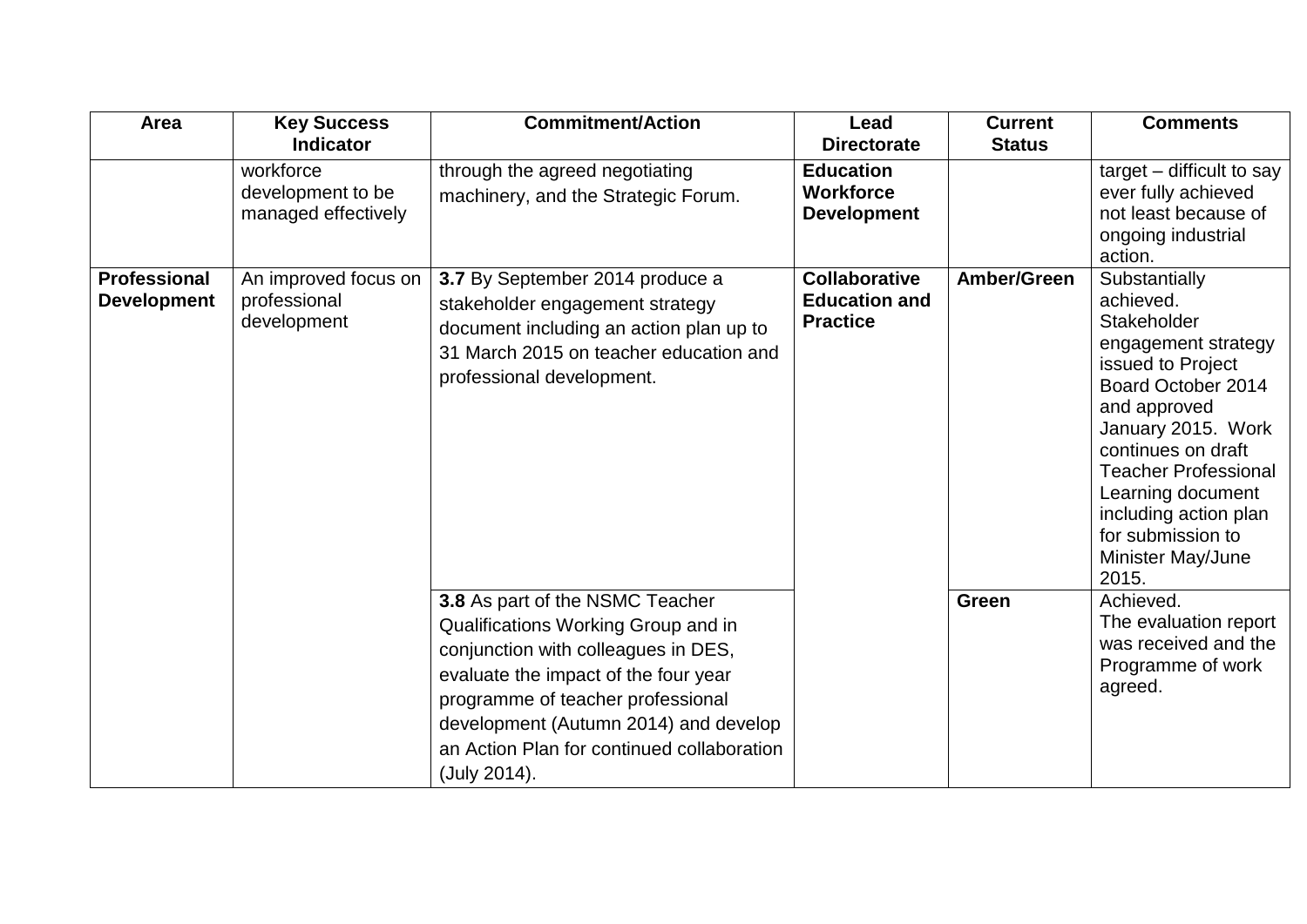| Area | Key Success Indicator | Commitment/Action | Lead Directorate | Current Status | Comments |
|---|---|---|---|---|---|
| | workforce development to be managed effectively | through the agreed negotiating machinery, and the Strategic Forum. | **Education Workforce Development** | | target – difficult to say ever fully achieved not least because of ongoing industrial action. |
| **Professional Development** | An improved focus on professional development | **3.7** By September 2014 produce a stakeholder engagement strategy document including an action plan up to 31 March 2015 on teacher education and professional development. | **Collaborative Education and Practice** | **Amber/Green** | Substantially achieved. Stakeholder engagement strategy issued to Project Board October 2014 and approved January 2015. Work continues on draft Teacher Professional Learning document including action plan for submission to Minister May/June 2015. |
| | | **3.8** As part of the NSMC Teacher Qualifications Working Group and in conjunction with colleagues in DES, evaluate the impact of the four year programme of teacher professional development (Autumn 2014) and develop an Action Plan for continued collaboration (July 2014). | | **Green** | Achieved. The evaluation report was received and the Programme of work agreed. |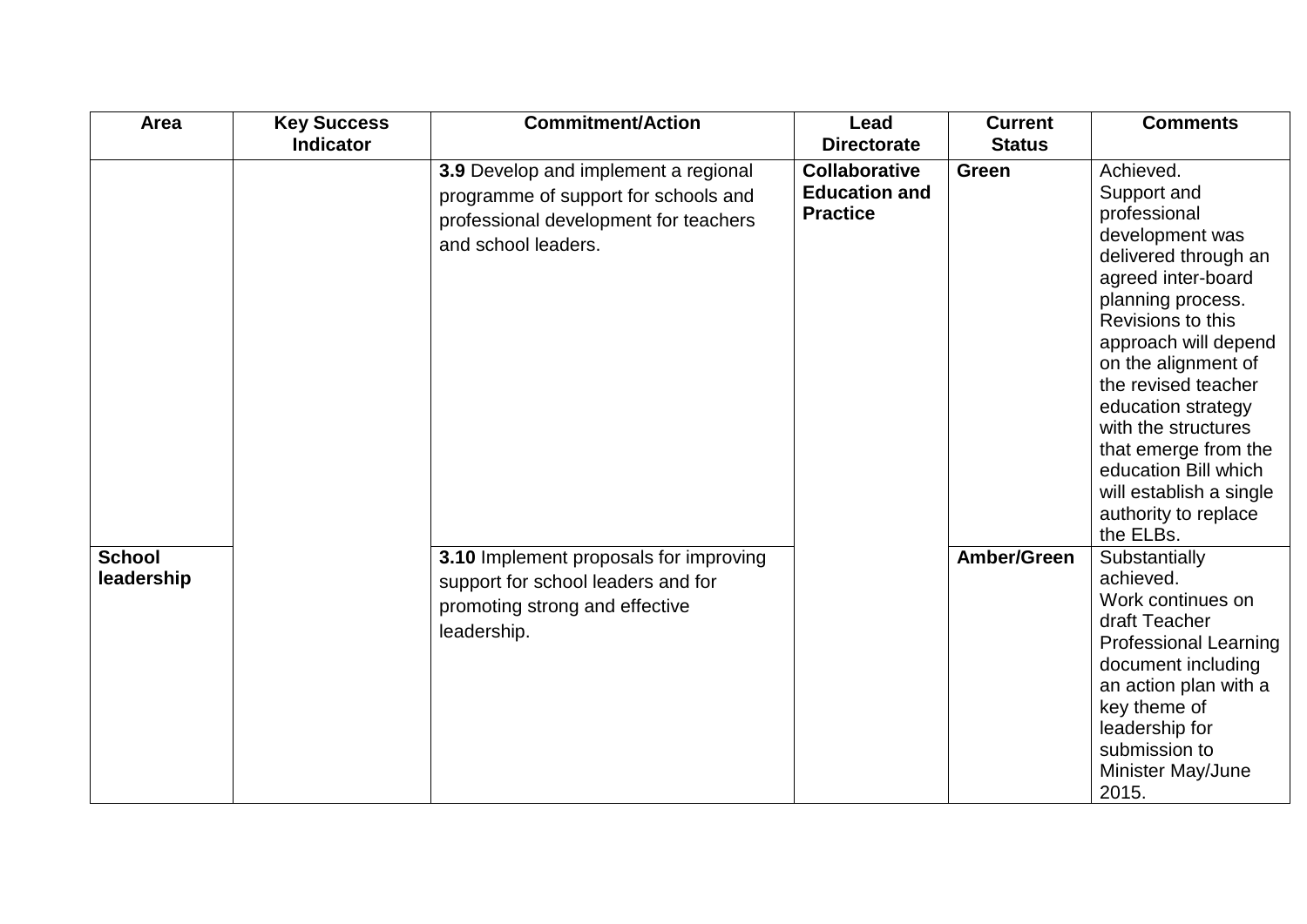| Area | Key Success Indicator | Commitment/Action | Lead Directorate | Current Status | Comments |
|---|---|---|---|---|---|
| | | **3.9** Develop and implement a regional programme of support for schools and professional development for teachers and school leaders. | **Collaborative Education and Practice** | **Green** | Achieved. Support and professional development was delivered through an agreed inter-board planning process. Revisions to this approach will depend on the alignment of the revised teacher education strategy with the structures that emerge from the education Bill which will establish a single authority to replace the ELBs. |
| **School leadership** | | **3.10** Implement proposals for improving support for school leaders and for promoting strong and effective leadership. | | **Amber/Green** | Substantially achieved. Work continues on draft Teacher Professional Learning document including an action plan with a key theme of leadership for submission to Minister May/June 2015. |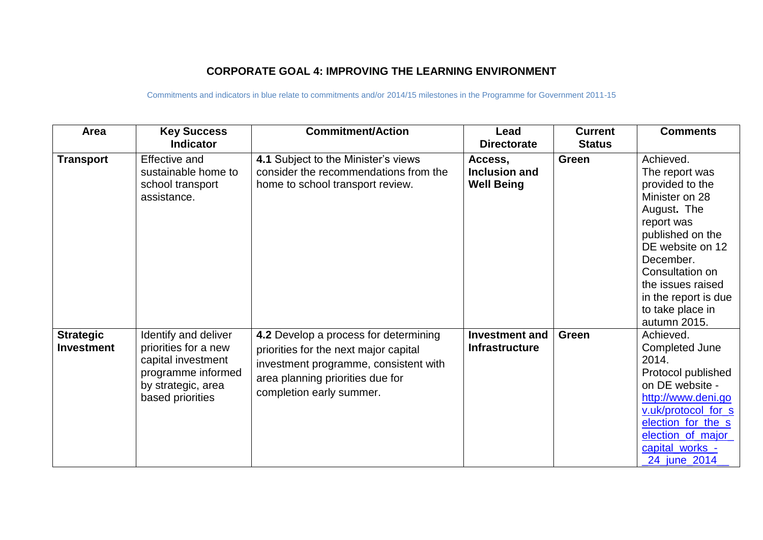## CORPORATE GOAL 4: IMPROVING THE LEARNING ENVIRONMENT

Commitments and indicators in blue relate to commitments and/or 2014/15 milestones in the Programme for Government 2011-15

| Area | Key Success Indicator | Commitment/Action | Lead Directorate | Current Status | Comments |
|---|---|---|---|---|---|
| **Transport** | Effective and sustainable home to school transport assistance. | **4.1** Subject to the Minister's views consider the recommendations from the home to school transport review. | **Access, Inclusion and Well Being** | **Green** | Achieved. The report was provided to the Minister on 28 August**.** The report was published on the DE website on 12 December. Consultation on the issues raised in the report is due to take place in autumn 2015. |
| **Strategic Investment** | Identify and deliver priorities for a new capital investment programme informed by strategic, area based priorities | **4.2** Develop a process for determining priorities for the next major capital investment programme, consistent with area planning priorities due for completion early summer. | **Investment and Infrastructure** | **Green** | Achieved. Completed June 2014. Protocol published on DE website - http://www.deni.gov.uk/protocol_for_selection_for_the_selection_of_major_capital_works_-_24_june_2014 |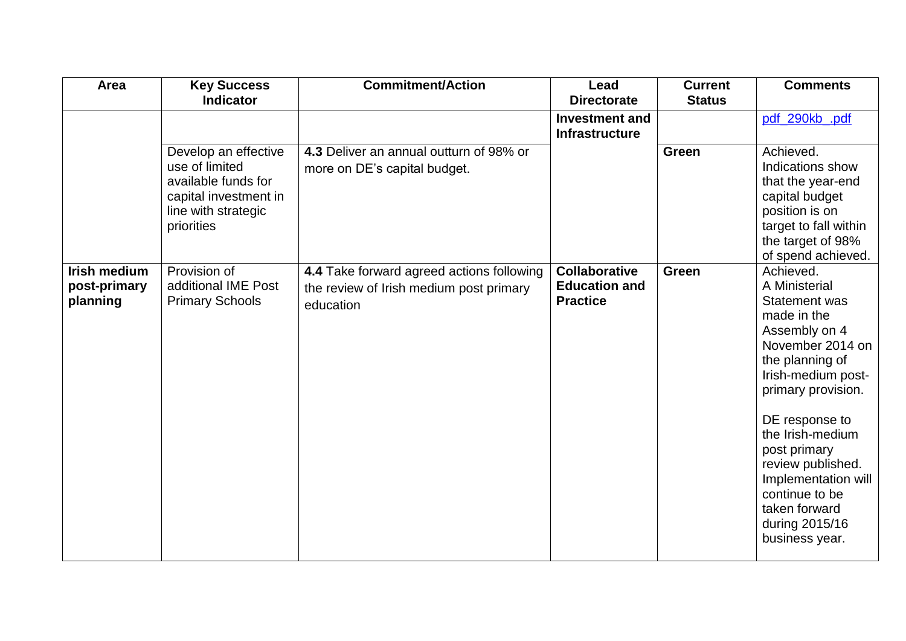| Area | Key Success Indicator | Commitment/Action | Lead Directorate | Current Status | Comments |
| --- | --- | --- | --- | --- | --- |
| | | | **Investment and Infrastructure** | | pdf 290kb .pdf |
| | Develop an effective use of limited available funds for capital investment in line with strategic priorities | **4.3** Deliver an annual outturn of 98% or more on DE's capital budget. | | **Green** | Achieved. Indications show that the year-end capital budget position is on target to fall within the target of 98% of spend achieved. |
| **Irish medium post-primary planning** | Provision of additional IME Post Primary Schools | **4.4** Take forward agreed actions following the review of Irish medium post primary education | **Collaborative Education and Practice** | **Green** | Achieved. A Ministerial Statement was made in the Assembly on 4 November 2014 on the planning of Irish-medium post-primary provision. <br><br> DE response to the Irish-medium post primary review published. Implementation will continue to be taken forward during 2015/16 business year. |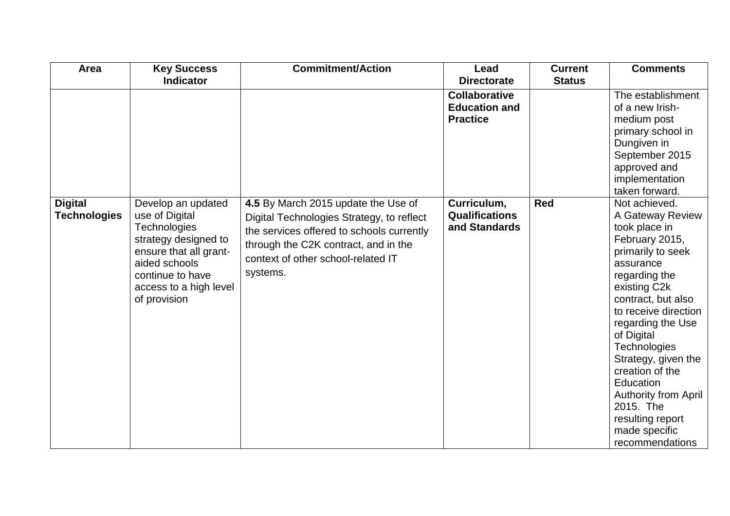| Area | Key Success Indicator | Commitment/Action | Lead Directorate | Current Status | Comments |
|---|---|---|---|---|---|
| | | | **Collaborative Education and Practice** | | The establishment of a new Irish-medium post primary school in Dungiven in September 2015 approved and implementation taken forward. |
| **Digital Technologies** | Develop an updated use of Digital Technologies strategy designed to ensure that all grant-aided schools continue to have access to a high level of provision | **4.5** By March 2015 update the Use of Digital Technologies Strategy, to reflect the services offered to schools currently through the C2K contract, and in the context of other school-related IT systems. | **Curriculum, Qualifications and Standards** | **Red** | Not achieved. A Gateway Review took place in February 2015, primarily to seek assurance regarding the existing C2k contract, but also to receive direction regarding the Use of Digital Technologies Strategy, given the creation of the Education Authority from April 2015. The resulting report made specific recommendations |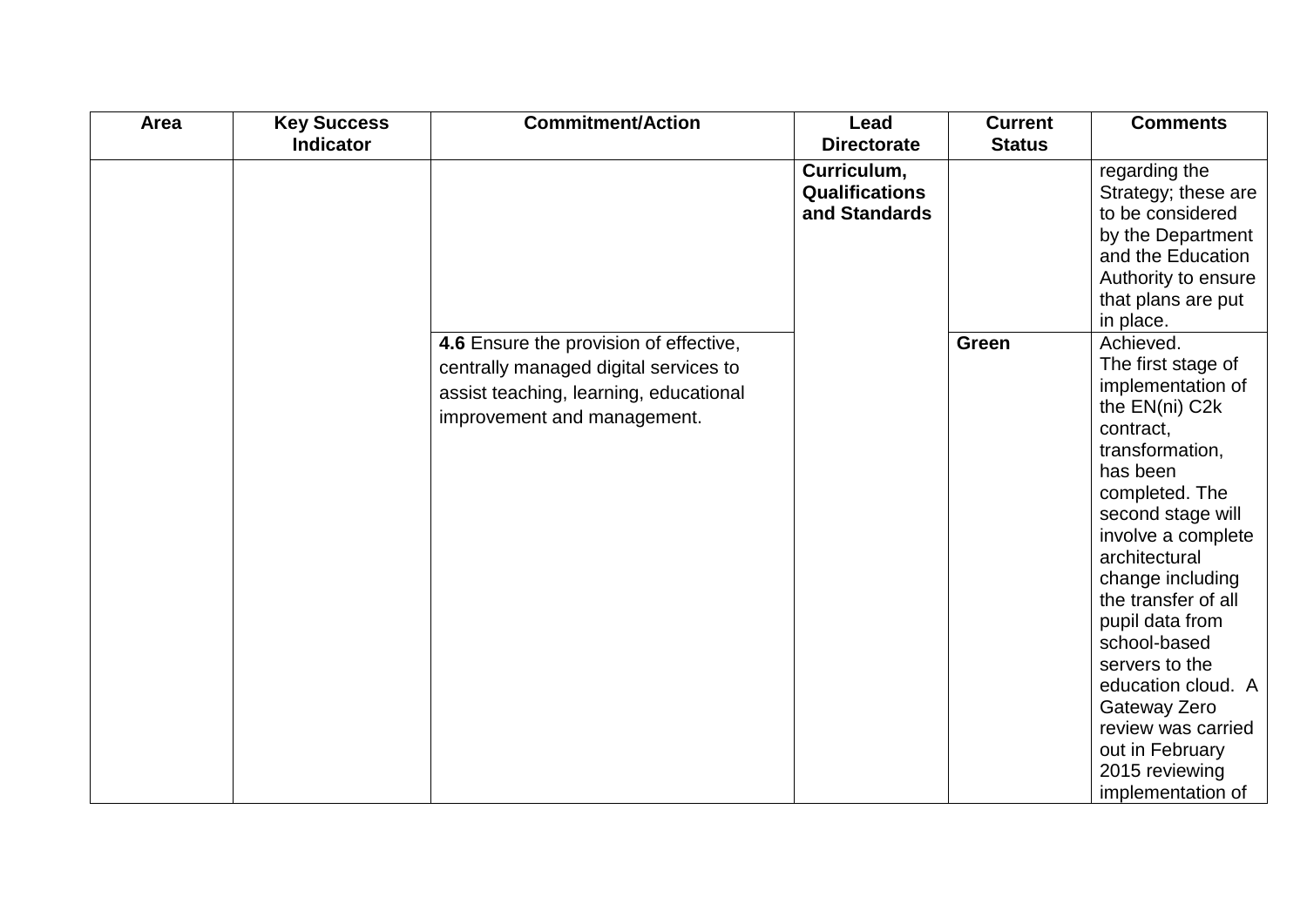| Area | Key Success Indicator | Commitment/Action | Lead Directorate | Current Status | Comments |
|---|---|---|---|---|---|
| | | | **Curriculum, Qualifications and Standards** | | regarding the Strategy; these are to be considered by the Department and the Education Authority to ensure that plans are put in place. |
| | | **4.6** Ensure the provision of effective, centrally managed digital services to assist teaching, learning, educational improvement and management. | | **Green** | Achieved. The first stage of implementation of the EN(ni) C2k contract, transformation, has been completed. The second stage will involve a complete architectural change including the transfer of all pupil data from school-based servers to the education cloud. A Gateway Zero review was carried out in February 2015 reviewing implementation of |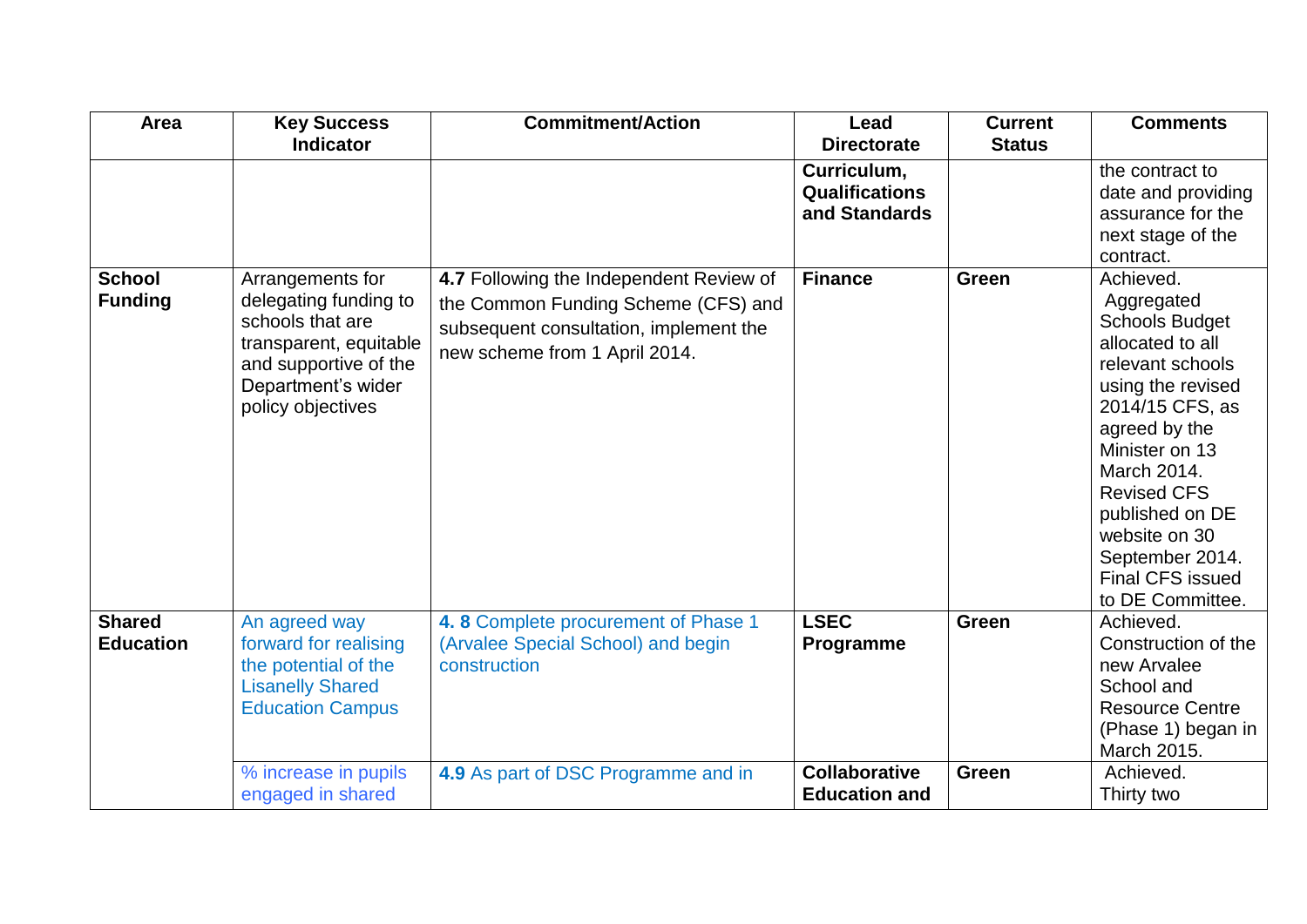| Area | Key Success Indicator | Commitment/Action | Lead Directorate | Current Status | Comments |
|---|---|---|---|---|---|
| | | | **Curriculum, Qualifications and Standards** | | the contract to date and providing assurance for the next stage of the contract. |
| **School Funding** | Arrangements for delegating funding to schools that are transparent, equitable and supportive of the Department's wider policy objectives | **4.7** Following the Independent Review of the Common Funding Scheme (CFS) and subsequent consultation, implement the new scheme from 1 April 2014. | **Finance** | **Green** | Achieved. Aggregated Schools Budget allocated to all relevant schools using the revised 2014/15 CFS, as agreed by the Minister on 13 March 2014. Revised CFS published on DE website on 30 September 2014. Final CFS issued to DE Committee. |
| **Shared Education** | An agreed way forward for realising the potential of the Lisanelly Shared Education Campus | **4. 8** Complete procurement of Phase 1 (Arvalee Special School) and begin construction | **LSEC Programme** | **Green** | Achieved. Construction of the new Arvalee School and Resource Centre (Phase 1) began in March 2015. |
| | % increase in pupils engaged in shared | **4.9** As part of DSC Programme and in | **Collaborative Education and** | **Green** | Achieved. Thirty two |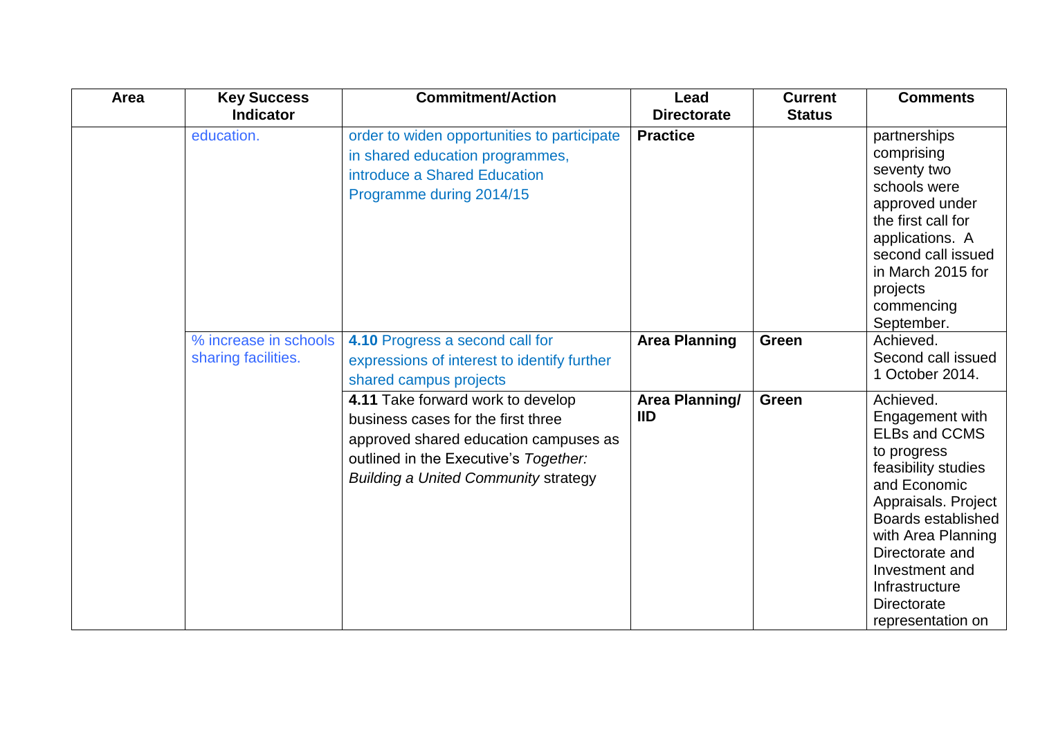| Area | Key Success Indicator | Commitment/Action | Lead Directorate | Current Status | Comments |
|---|---|---|---|---|---|
| | education. | order to widen opportunities to participate in shared education programmes, introduce a Shared Education Programme during 2014/15 | **Practice** | | partnerships comprising seventy two schools were approved under the first call for applications. A second call issued in March 2015 for projects commencing September. |
| | % increase in schools sharing facilities. | **4.10** Progress a second call for expressions of interest to identify further shared campus projects | **Area Planning** | **Green** | Achieved. Second call issued 1 October 2014. |
| | | **4.11** Take forward work to develop business cases for the first three approved shared education campuses as outlined in the Executive's *Together: Building a United Community* strategy | **Area Planning/ IID** | **Green** | Achieved. Engagement with ELBs and CCMS to progress feasibility studies and Economic Appraisals. Project Boards established with Area Planning Directorate and Investment and Infrastructure Directorate representation on |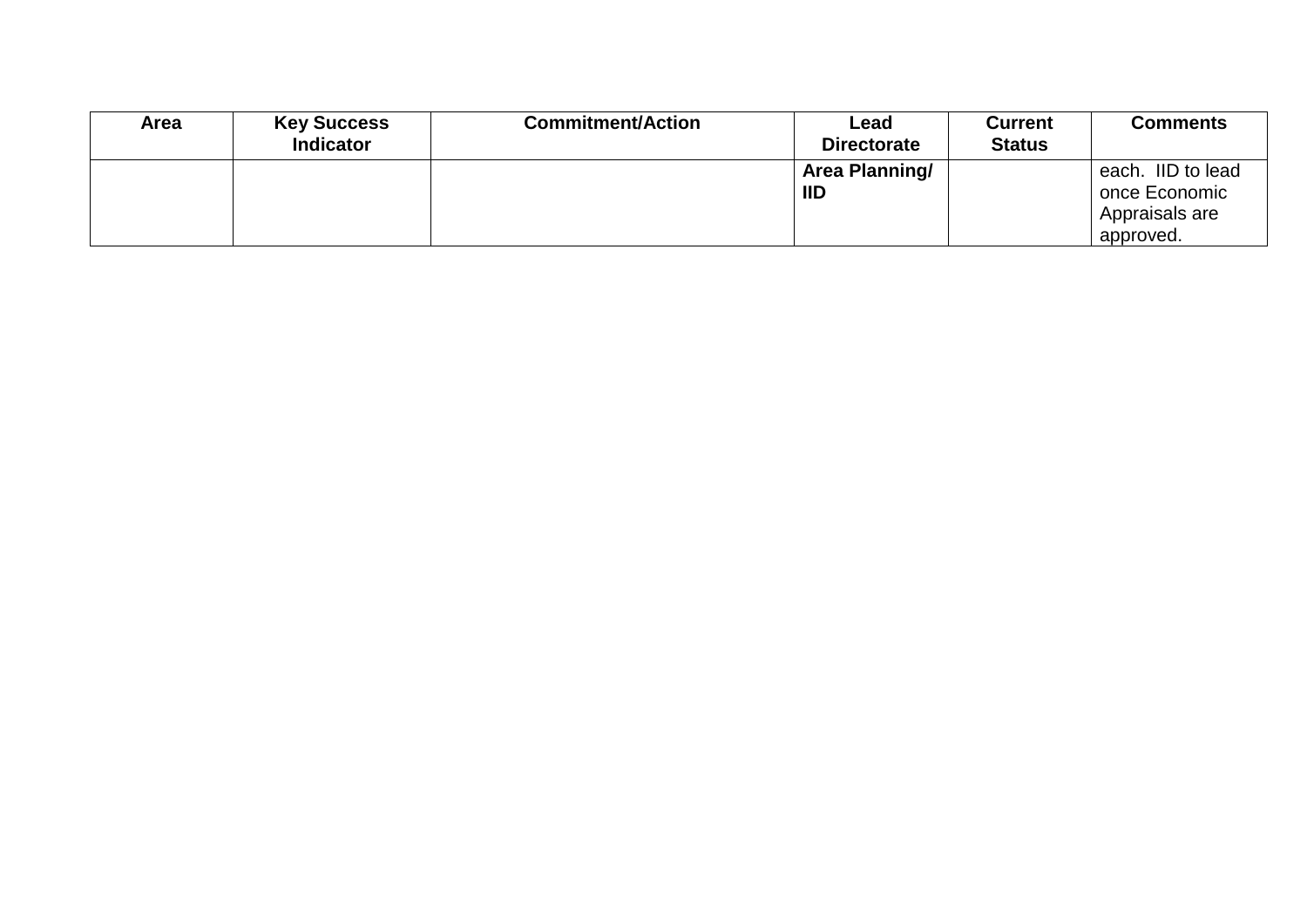| Area | Key Success Indicator | Commitment/Action | Lead Directorate | Current Status | Comments |
|---|---|---|---|---|---|
| | | | **Area Planning/ IID** | | each. IID to lead once Economic Appraisals are approved. |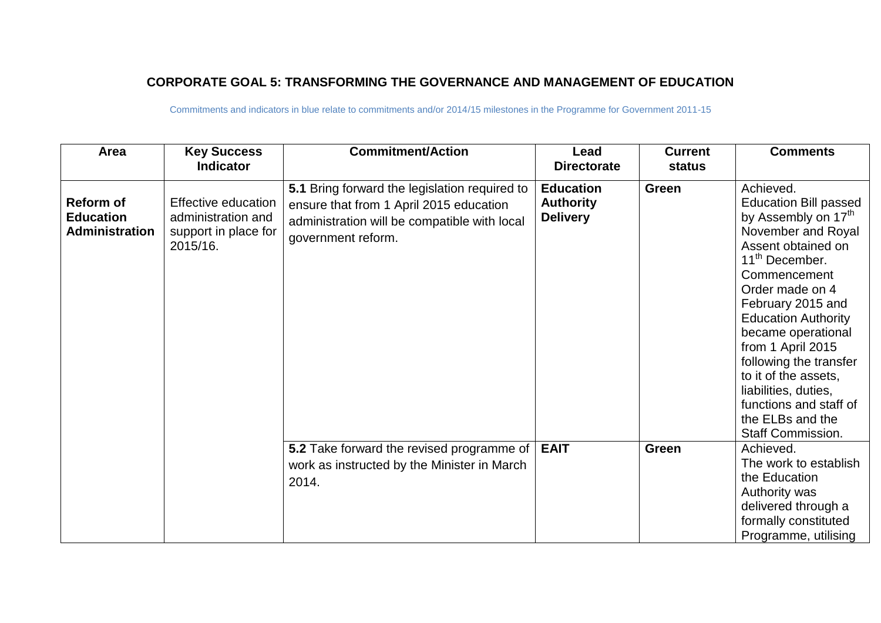## CORPORATE GOAL 5: TRANSFORMING THE GOVERNANCE AND MANAGEMENT OF EDUCATION

Commitments and indicators in blue relate to commitments and/or 2014/15 milestones in the Programme for Government 2011-15

| Area | Key Success Indicator | Commitment/Action | Lead Directorate | Current status | Comments |
|---|---|---|---|---|---|
| **Reform of Education Administration** | Effective education administration and support in place for 2015/16. | **5.1** Bring forward the legislation required to ensure that from 1 April 2015 education administration will be compatible with local government reform. | **Education Authority Delivery** | **Green** | Achieved. Education Bill passed by Assembly on 17th November and Royal Assent obtained on 11th December. Commencement Order made on 4 February 2015 and Education Authority became operational from 1 April 2015 following the transfer to it of the assets, liabilities, duties, functions and staff of the ELBs and the Staff Commission. |
| | | **5.2** Take forward the revised programme of work as instructed by the Minister in March 2014. | **EAIT** | **Green** | Achieved. The work to establish the Education Authority was delivered through a formally constituted Programme, utilising |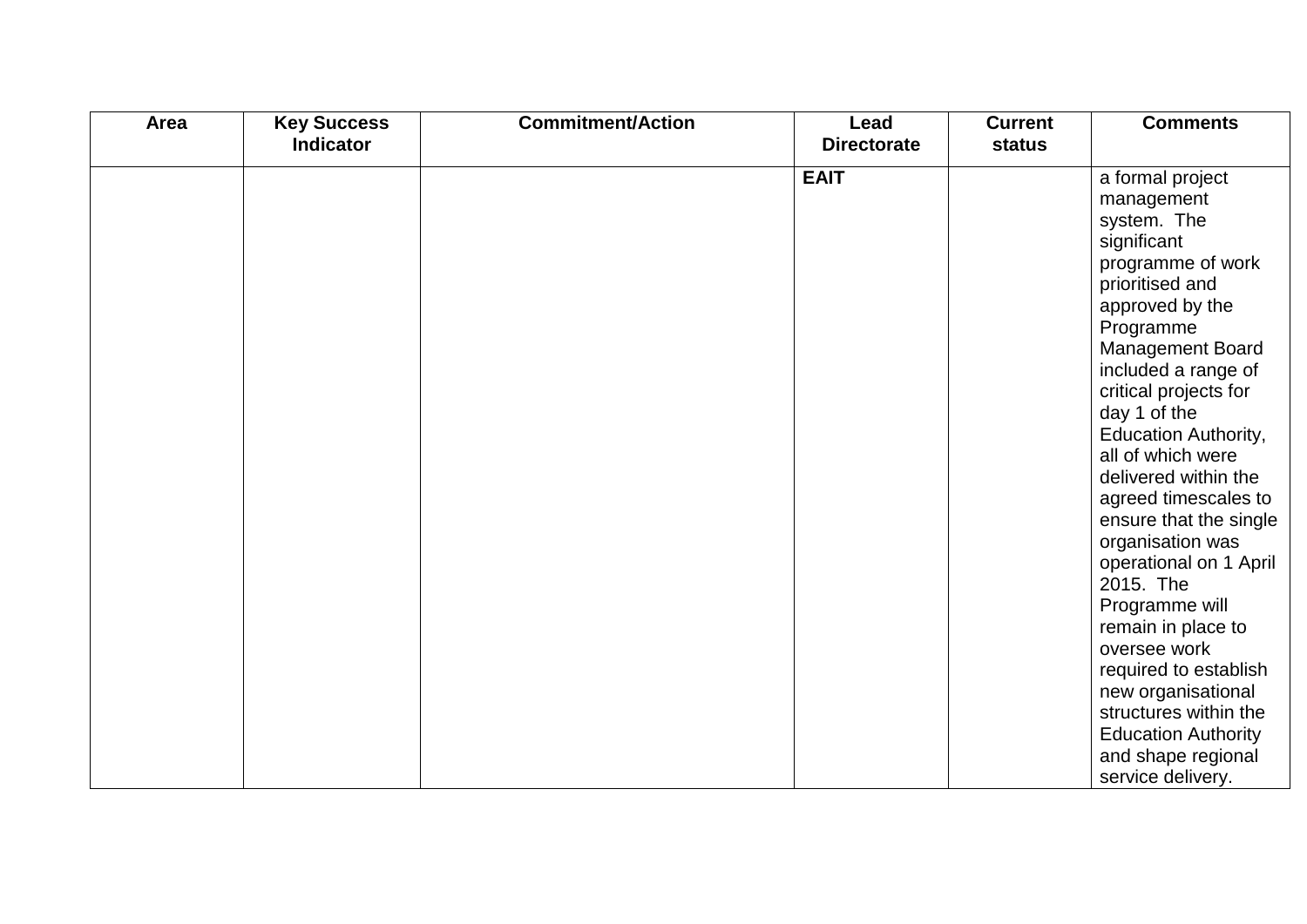| Area | Key Success Indicator | Commitment/Action | Lead Directorate | Current status | Comments |
|---|---|---|---|---|---|
| | | | **EAIT** | | a formal project management system. The significant programme of work prioritised and approved by the Programme Management Board included a range of critical projects for day 1 of the Education Authority, all of which were delivered within the agreed timescales to ensure that the single organisation was operational on 1 April 2015. The Programme will remain in place to oversee work required to establish new organisational structures within the Education Authority and shape regional service delivery. |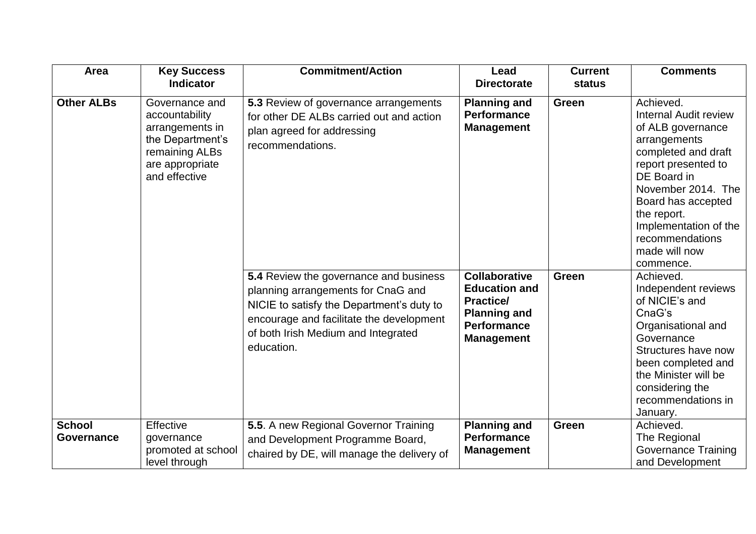| Area | Key Success Indicator | Commitment/Action | Lead Directorate | Current status | Comments |
| --- | --- | --- | --- | --- | --- |
| **Other ALBs** | Governance and accountability arrangements in the Department's remaining ALBs are appropriate and effective | **5.3** Review of governance arrangements for other DE ALBs carried out and action plan agreed for addressing recommendations. | **Planning and Performance Management** | **Green** | Achieved. Internal Audit review of ALB governance arrangements completed and draft report presented to DE Board in November 2014. The Board has accepted the report. Implementation of the recommendations made will now commence. |
| | | **5.4** Review the governance and business planning arrangements for CnaG and NICIE to satisfy the Department's duty to encourage and facilitate the development of both Irish Medium and Integrated education. | **Collaborative Education and Practice/ Planning and Performance Management** | **Green** | Achieved. Independent reviews of NICIE's and CnaG's Organisational and Governance Structures have now been completed and the Minister will be considering the recommendations in January. |
| **School Governance** | Effective governance promoted at school level through | **5.5**. A new Regional Governor Training and Development Programme Board, chaired by DE, will manage the delivery of | **Planning and Performance Management** | **Green** | Achieved. The Regional Governance Training and Development |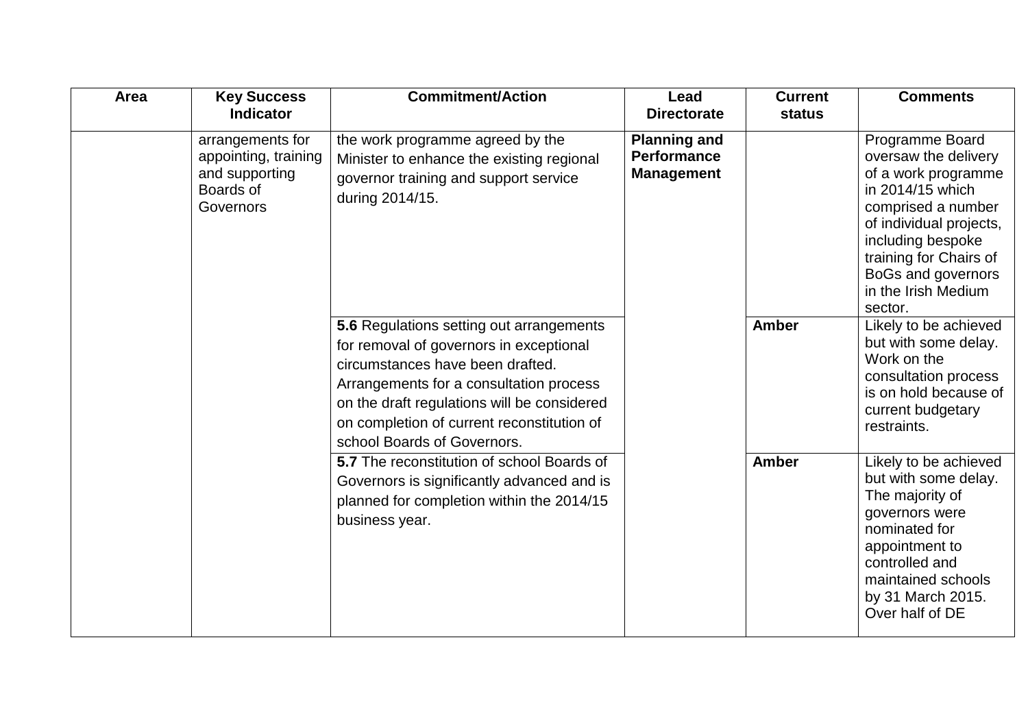| Area | Key Success Indicator | Commitment/Action | Lead Directorate | Current status | Comments |
|---|---|---|---|---|---|
| | arrangements for appointing, training and supporting Boards of Governors | the work programme agreed by the Minister to enhance the existing regional governor training and support service during 2014/15. | **Planning and Performance Management** | | Programme Board oversaw the delivery of a work programme in 2014/15 which comprised a number of individual projects, including bespoke training for Chairs of BoGs and governors in the Irish Medium sector. |
| | | **5.6** Regulations setting out arrangements for removal of governors in exceptional circumstances have been drafted. Arrangements for a consultation process on the draft regulations will be considered on completion of current reconstitution of school Boards of Governors. | | **Amber** | Likely to be achieved but with some delay. Work on the consultation process is on hold because of current budgetary restraints. |
| | | **5.7** The reconstitution of school Boards of Governors is significantly advanced and is planned for completion within the 2014/15 business year. | | **Amber** | Likely to be achieved but with some delay. The majority of governors were nominated for appointment to controlled and maintained schools by 31 March 2015. Over half of DE |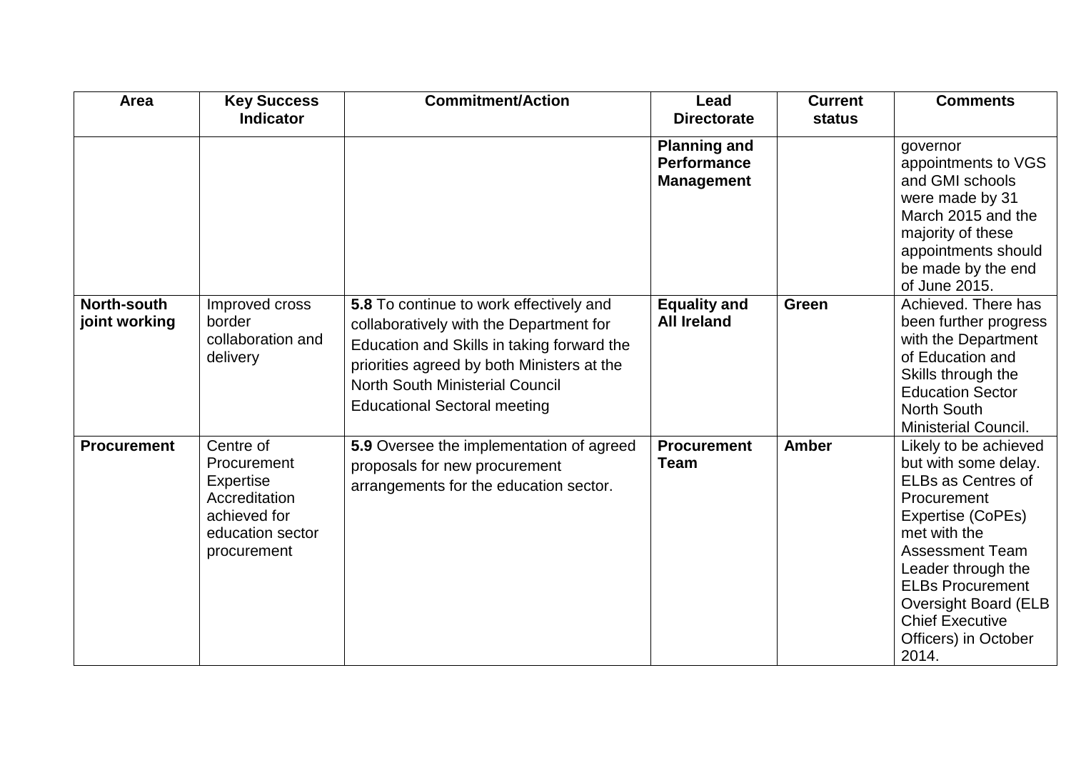| Area | Key Success Indicator | Commitment/Action | Lead Directorate | Current status | Comments |
| --- | --- | --- | --- | --- | --- |
| | | | **Planning and Performance Management** | | governor appointments to VGS and GMI schools were made by 31 March 2015 and the majority of these appointments should be made by the end of June 2015. |
| **North-south joint working** | Improved cross border collaboration and delivery | **5.8** To continue to work effectively and collaboratively with the Department for Education and Skills in taking forward the priorities agreed by both Ministers at the North South Ministerial Council Educational Sectoral meeting | **Equality and All Ireland** | **Green** | Achieved. There has been further progress with the Department of Education and Skills through the Education Sector North South Ministerial Council. |
| **Procurement** | Centre of Procurement Expertise Accreditation achieved for education sector procurement | **5.9** Oversee the implementation of agreed proposals for new procurement arrangements for the education sector. | **Procurement Team** | **Amber** | Likely to be achieved but with some delay. ELBs as Centres of Procurement Expertise (CoPEs) met with the Assessment Team Leader through the ELBs Procurement Oversight Board (ELB Chief Executive Officers) in October 2014. |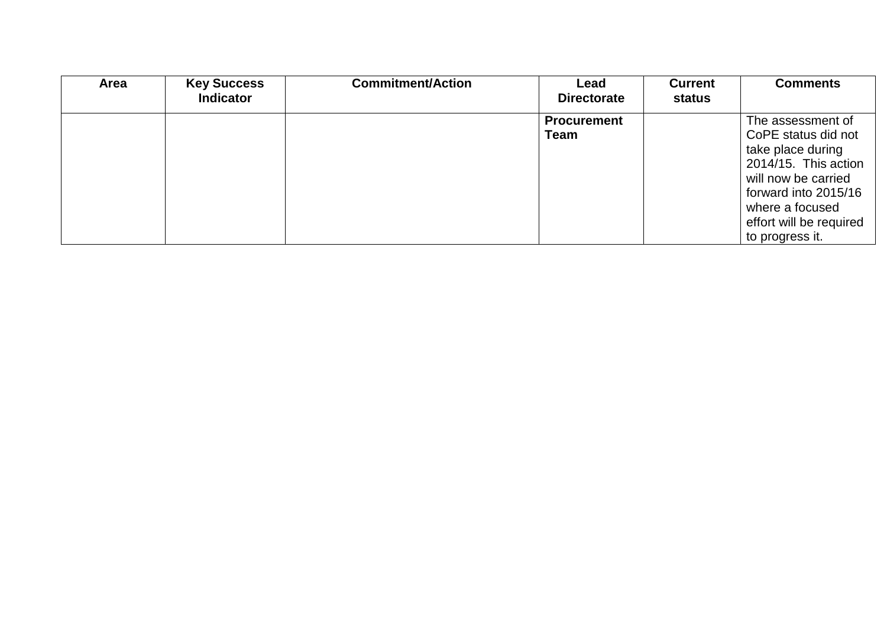| Area | Key Success Indicator | Commitment/Action | Lead Directorate | Current status | Comments |
|---|---|---|---|---|---|
| | | | **Procurement Team** | | The assessment of CoPE status did not take place during 2014/15. This action will now be carried forward into 2015/16 where a focused effort will be required to progress it. |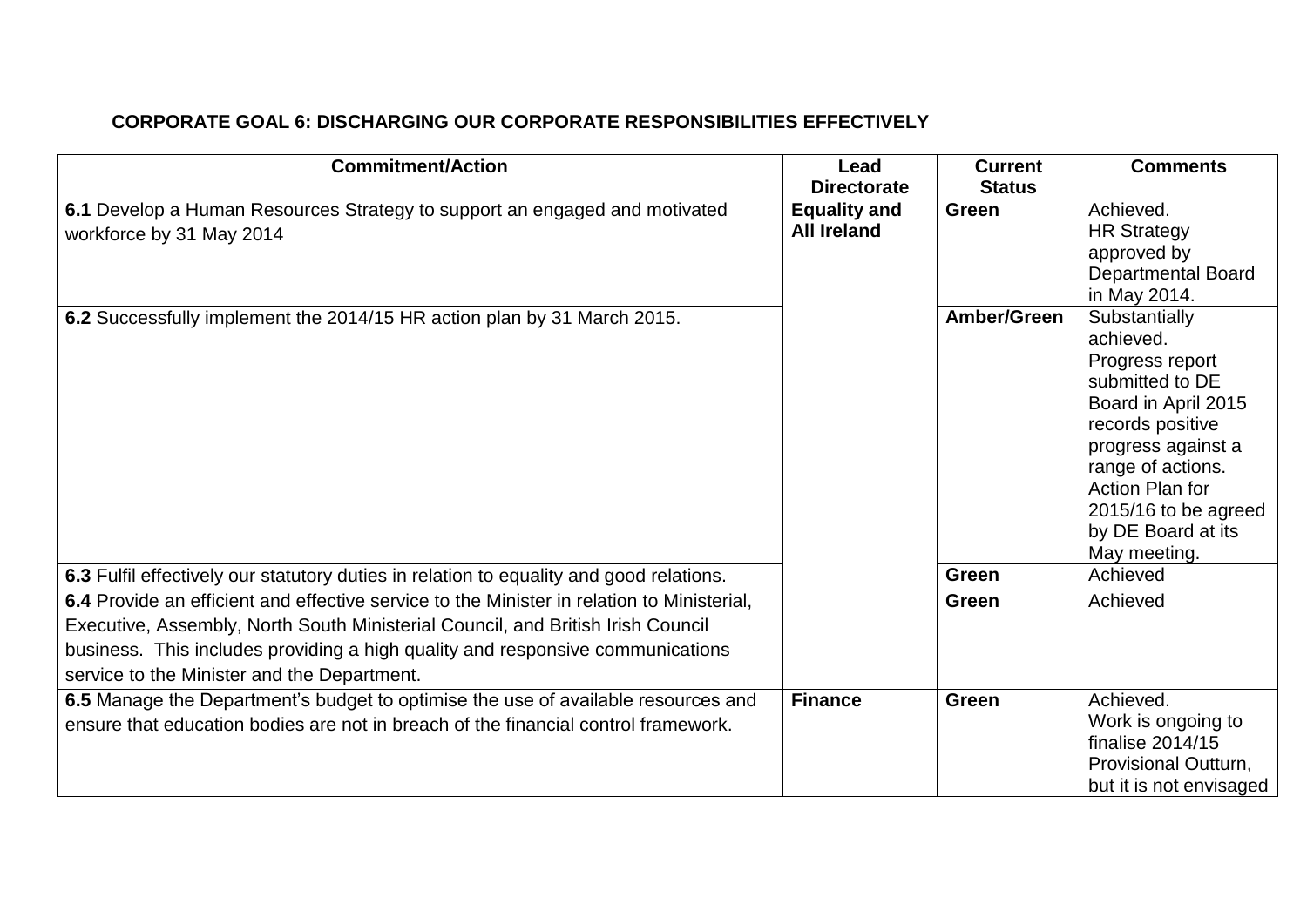**CORPORATE GOAL 6: DISCHARGING OUR CORPORATE RESPONSIBILITIES EFFECTIVELY**

| Commitment/Action | Lead Directorate | Current Status | Comments |
|---|---|---|---|
| **6.1** Develop a Human Resources Strategy to support an engaged and motivated workforce by 31 May 2014 | **Equality and All Ireland** | **Green** | Achieved. HR Strategy approved by Departmental Board in May 2014. |
| **6.2** Successfully implement the 2014/15 HR action plan by 31 March 2015. | | **Amber/Green** | Substantially achieved. Progress report submitted to DE Board in April 2015 records positive progress against a range of actions. Action Plan for 2015/16 to be agreed by DE Board at its May meeting. |
| **6.3** Fulfil effectively our statutory duties in relation to equality and good relations. | | **Green** | Achieved |
| **6.4** Provide an efficient and effective service to the Minister in relation to Ministerial, Executive, Assembly, North South Ministerial Council, and British Irish Council business. This includes providing a high quality and responsive communications service to the Minister and the Department. | | **Green** | Achieved |
| **6.5** Manage the Department's budget to optimise the use of available resources and ensure that education bodies are not in breach of the financial control framework. | **Finance** | **Green** | Achieved. Work is ongoing to finalise 2014/15 Provisional Outturn, but it is not envisaged |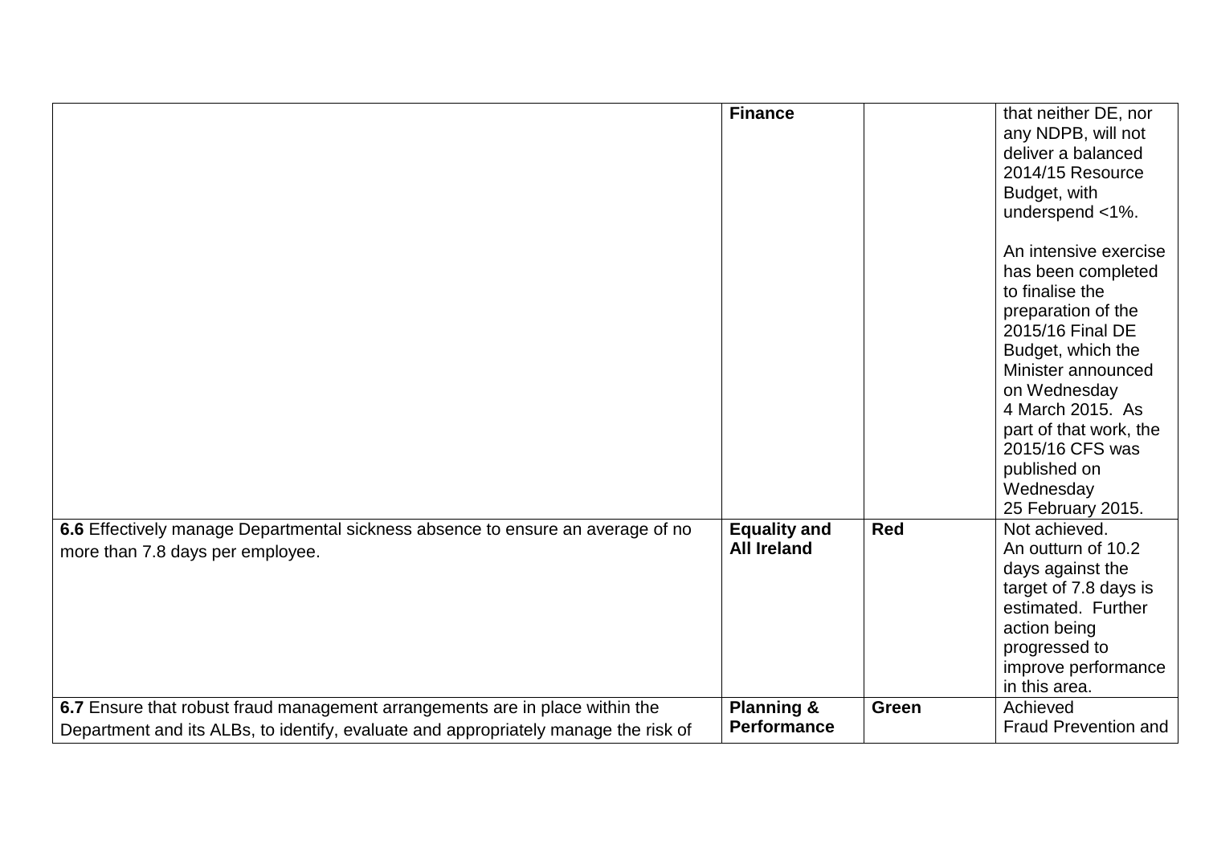| | | | |
|---|---|---|---|
| | **Finance** | | that neither DE, nor any NDPB, will not deliver a balanced 2014/15 Resource Budget, with underspend <1%.<br><br>An intensive exercise has been completed to finalise the preparation of the 2015/16 Final DE Budget, which the Minister announced on Wednesday 4 March 2015. As part of that work, the 2015/16 CFS was published on Wednesday 25 February 2015. |
| **6.6** Effectively manage Departmental sickness absence to ensure an average of no more than 7.8 days per employee. | **Equality and All Ireland** | **Red** | Not achieved.<br>An outturn of 10.2 days against the target of 7.8 days is estimated. Further action being progressed to improve performance in this area. |
| **6.7** Ensure that robust fraud management arrangements are in place within the Department and its ALBs, to identify, evaluate and appropriately manage the risk of | **Planning & Performance** | **Green** | Achieved<br>Fraud Prevention and |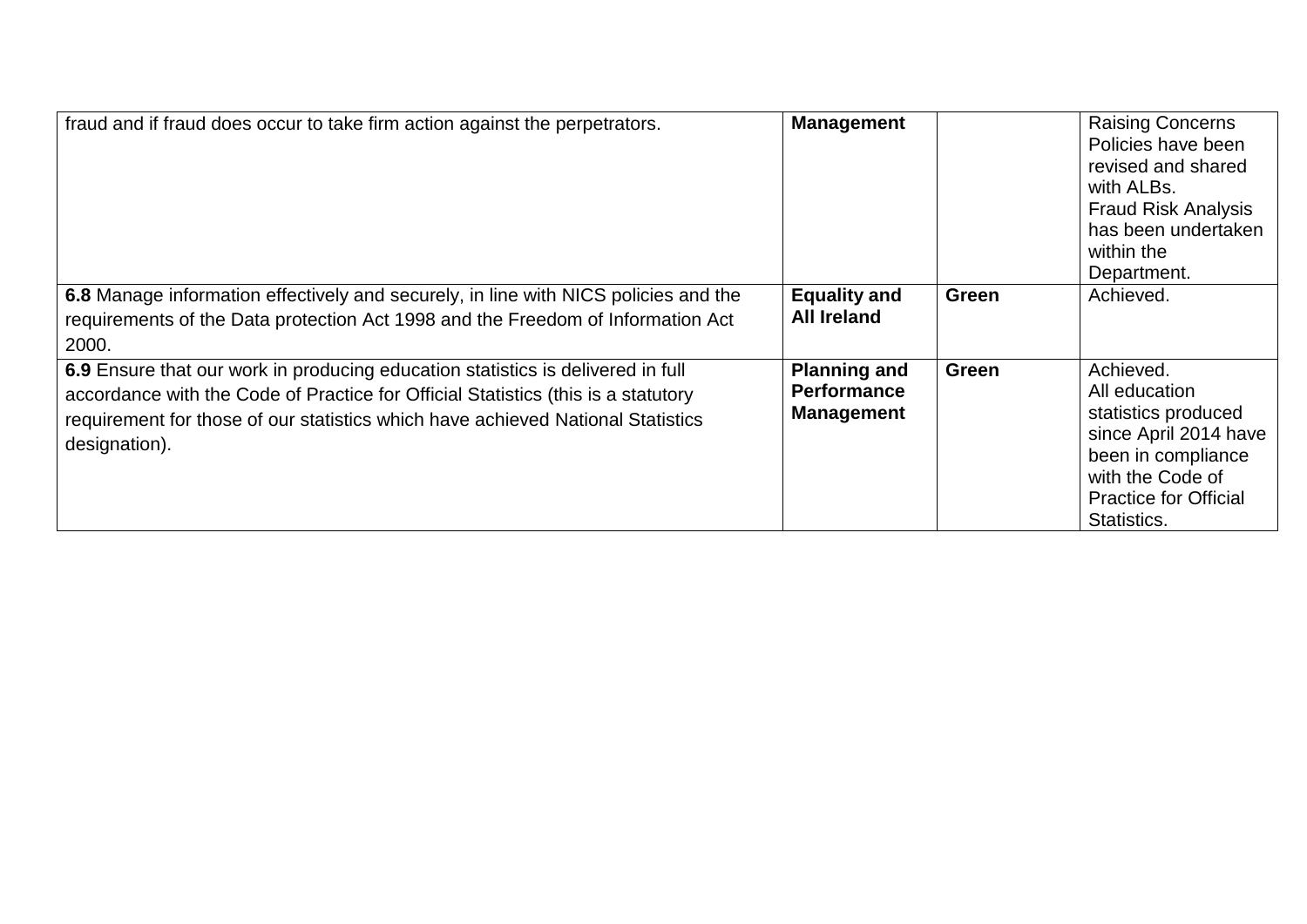| | | | |
|---|---|---|---|
| fraud and if fraud does occur to take firm action against the perpetrators. | **Management** | | Raising Concerns Policies have been revised and shared with ALBs. Fraud Risk Analysis has been undertaken within the Department. |
| **6.8** Manage information effectively and securely, in line with NICS policies and the requirements of the Data protection Act 1998 and the Freedom of Information Act 2000. | **Equality and All Ireland** | **Green** | Achieved. |
| **6.9** Ensure that our work in producing education statistics is delivered in full accordance with the Code of Practice for Official Statistics (this is a statutory requirement for those of our statistics which have achieved National Statistics designation). | **Planning and Performance Management** | **Green** | Achieved. All education statistics produced since April 2014 have been in compliance with the Code of Practice for Official Statistics. |